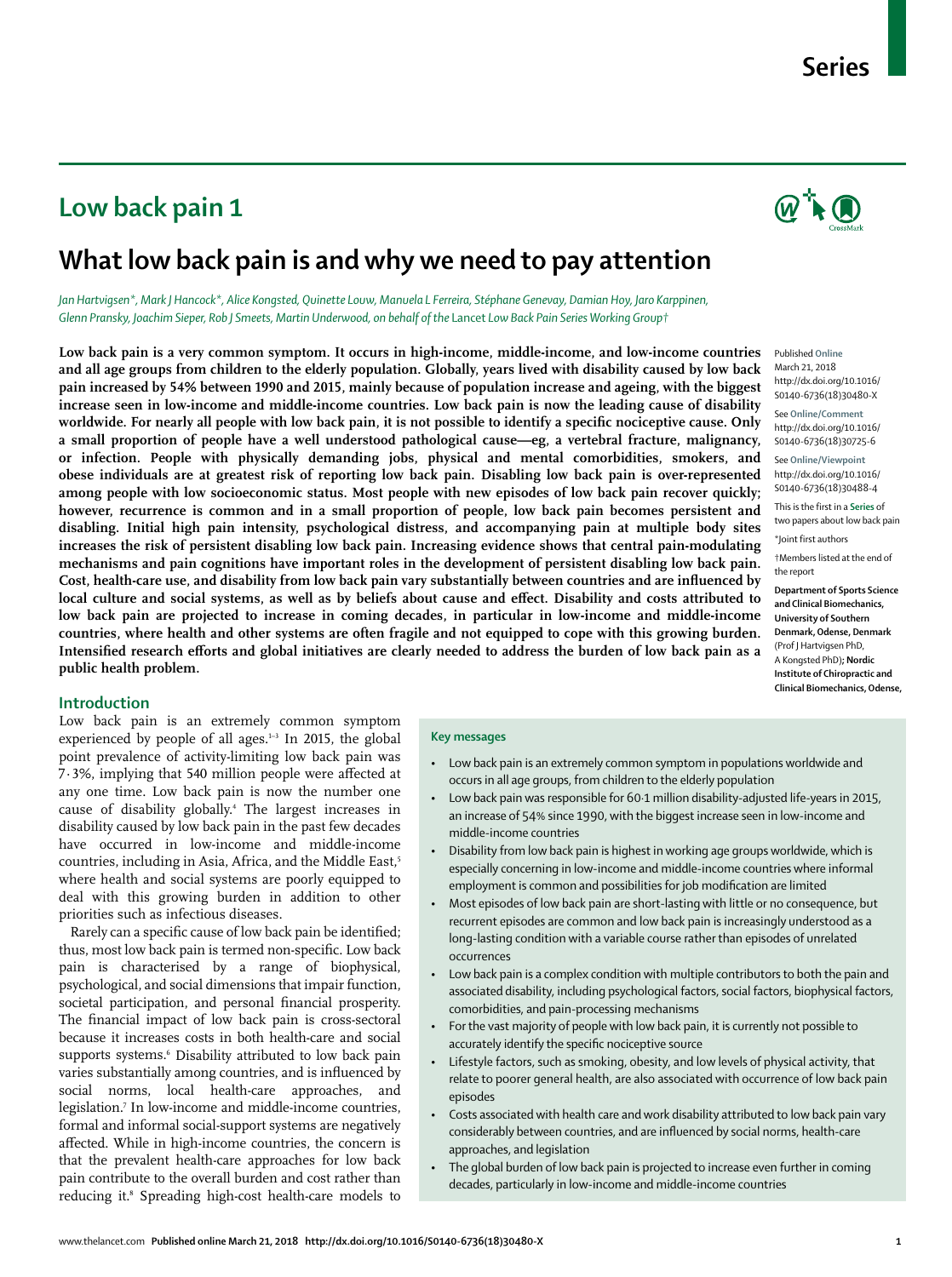Series

# Low back pain 1

## What low back pain is and why we need to pay attention

*Jan Hartvigsen\*, Mark J Hancock\*, Alice Kongsted, Quinette Louw, Manuela L Ferreira, Stéphane Genevay, Damian Hoy, Jaro Karppinen, Glenn Pransky, Joachim Sieper, Rob J Smeets, Martin Underwood, on behalf of the Lancet Low Back Pain Series Working Group†*

**Low back pain is a very common symptom. It occurs in high-income, middle-income, and low-income countries and all age groups from children to the elderly population. Globally, years lived with disability caused by low back pain increased by 54% between 1990 and 2015, mainly because of population increase and ageing, with the biggest increase seen in low-income and middle-income countries. Low back pain is now the leading cause of disability worldwide. For nearly all people with low back pain, it is not possible to identify a specific nociceptive cause. Only a small proportion of people have a well understood pathological cause—eg, a vertebral fracture, malignancy, or infection. People with physically demanding jobs, physical and mental comorbidities, smokers, and obese individuals are at greatest risk of reporting low back pain. Disabling low back pain is over-represented among people with low socioeconomic status. Most people with new episodes of low back pain recover quickly; however, recurrence is common and in a small proportion of people, low back pain becomes persistent and disabling. Initial high pain intensity, psychological distress, and accompanying pain at multiple body sites increases the risk of persistent disabling low back pain. Increasing evidence shows that central pain-modulating mechanisms and pain cognitions have important roles in the development of persistent disabling low back pain. Cost, health-care use, and disability from low back pain vary substantially between countries and are influenced by local culture and social systems, as well as by beliefs about cause and effect. Disability and costs attributed to low back pain are projected to increase in coming decades, in particular in low-income and middle-income countries, where health and other systems are often fragile and not equipped to cope with this growing burden. Intensified research efforts and global initiatives are clearly needed to address the burden of low back pain as a public health problem.**

Published Online March 21, 2018 http://dx.doi.org/10.1016/S0140-6736(18)30480-X

See Online/Comment http://dx.doi.org/10.1016/S0140-6736(18)30725-6

See Online/Viewpoint http://dx.doi.org/10.1016/S0140-6736(18)30488-4

This is the first in a Series of two papers about low back pain

\*Joint first authors

†Members listed at the end of the report

**Department of Sports Science and Clinical Biomechanics, University of Southern Denmark, Odense, Denmark** (Prof J Hartvigsen PhD, A Kongsted PhD); **Nordic Institute of Chiropractic and Clinical Biomechanics, Odense,**

## Introduction

Low back pain is an extremely common symptom experienced by people of all ages.[1–3] In 2015, the global point prevalence of activity-limiting low back pain was 7·3%, implying that 540 million people were affected at any one time. Low back pain is now the number one cause of disability globally.[4] The largest increases in disability caused by low back pain in the past few decades have occurred in low-income and middle-income countries, including in Asia, Africa, and the Middle East,[5] where health and social systems are poorly equipped to deal with this growing burden in addition to other priorities such as infectious diseases.

Rarely can a specific cause of low back pain be identified; thus, most low back pain is termed non-specific. Low back pain is characterised by a range of biophysical, psychological, and social dimensions that impair function, societal participation, and personal financial prosperity. The financial impact of low back pain is cross-sectoral because it increases costs in both health-care and social supports systems.[6] Disability attributed to low back pain varies substantially among countries, and is influenced by social norms, local health-care approaches, and legislation.[7] In low-income and middle-income countries, formal and informal social-support systems are negatively affected. While in high-income countries, the concern is that the prevalent health-care approaches for low back pain contribute to the overall burden and cost rather than reducing it.[8] Spreading high-cost health-care models to

### Key messages

- Low back pain is an extremely common symptom in populations worldwide and occurs in all age groups, from children to the elderly population
- Low back pain was responsible for 60·1 million disability-adjusted life-years in 2015, an increase of 54% since 1990, with the biggest increase seen in low-income and middle-income countries
- Disability from low back pain is highest in working age groups worldwide, which is especially concerning in low-income and middle-income countries where informal employment is common and possibilities for job modification are limited
- Most episodes of low back pain are short-lasting with little or no consequence, but recurrent episodes are common and low back pain is increasingly understood as a long-lasting condition with a variable course rather than episodes of unrelated occurrences
- Low back pain is a complex condition with multiple contributors to both the pain and associated disability, including psychological factors, social factors, biophysical factors, comorbidities, and pain-processing mechanisms
- For the vast majority of people with low back pain, it is currently not possible to accurately identify the specific nociceptive source
- Lifestyle factors, such as smoking, obesity, and low levels of physical activity, that relate to poorer general health, are also associated with occurrence of low back pain episodes
- Costs associated with health care and work disability attributed to low back pain vary considerably between countries, and are influenced by social norms, health-care approaches, and legislation
- The global burden of low back pain is projected to increase even further in coming decades, particularly in low-income and middle-income countries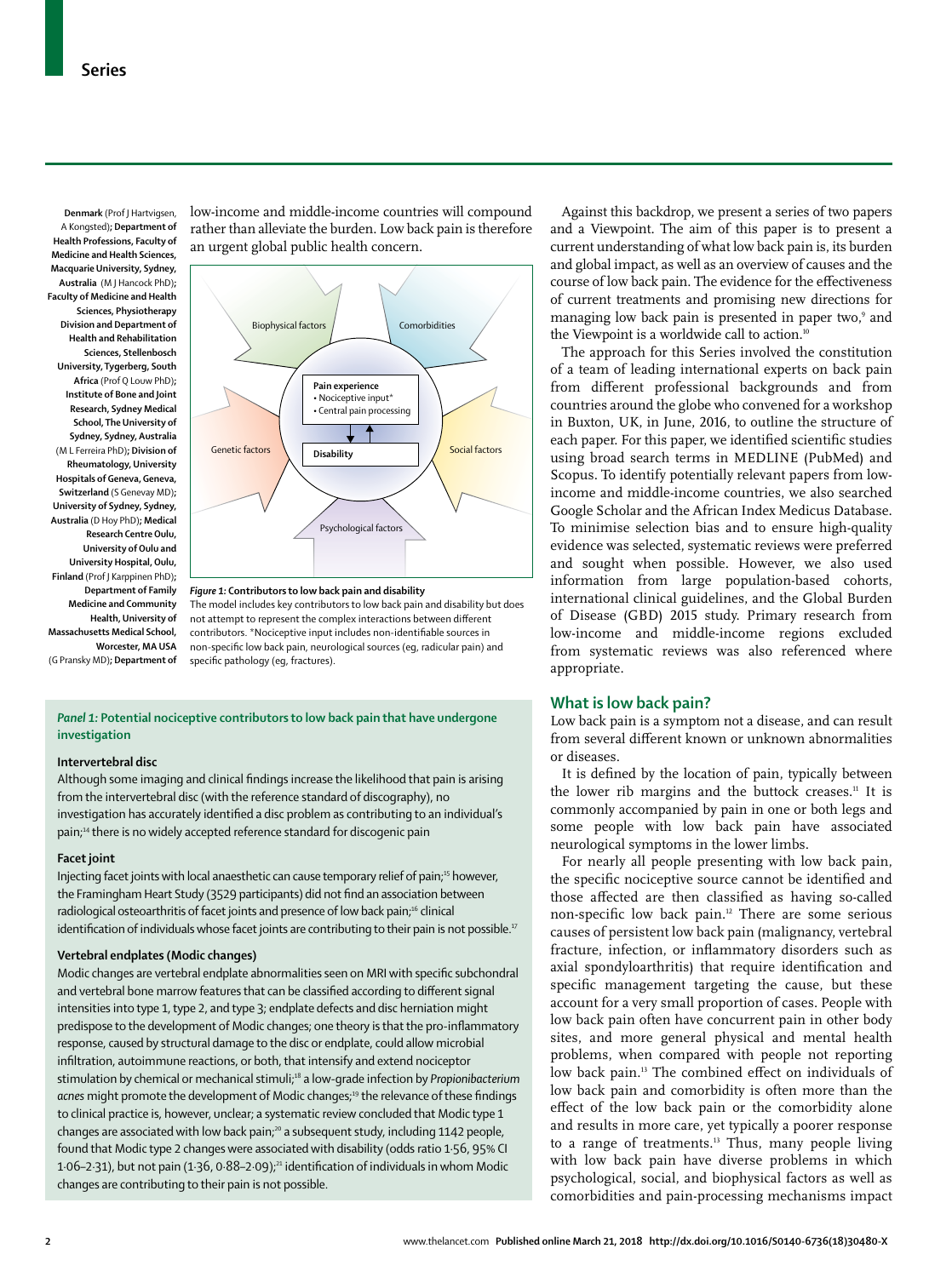Denmark (Prof J Hartvigsen, A Kongsted); **Department of Health Professions, Faculty of Medicine and Health Sciences, Macquarie University, Sydney, Australia** (M J Hancock PhD); **Faculty of Medicine and Health Sciences, Physiotherapy Division and Department of Health and Rehabilitation Sciences, Stellenbosch University, Tygerberg, South Africa** (Prof Q Louw PhD); **Institute of Bone and Joint Research, Sydney Medical School, The University of Sydney, Sydney, Australia** (M L Ferreira PhD); **Division of Rheumatology, University Hospitals of Geneva, Geneva, Switzerland** (S Genevay MD); **University of Sydney, Sydney, Australia** (D Hoy PhD); **Medical Research Centre Oulu, University of Oulu and University Hospital, Oulu, Finland** (Prof J Karppinen PhD); **Department of Family Medicine and Community Health, University of Massachusetts Medical School, Worcester, MA USA** (G Pransky MD); **Department of**

low-income and middle-income countries will compound rather than alleviate the burden. Low back pain is therefore an urgent global public health concern.

Biophysical factors

Comorbidities

Pain experience
• Nociceptive input*
• Central pain processing

Genetic factors

Disability

Social factors

Psychological factors

***Figure 1:*** **Contributors to low back pain and disability**
The model includes key contributors to low back pain and disability but does not attempt to represent the complex interactions between different contributors. *Nociceptive input includes non-identifiable sources in non-specific low back pain, neurological sources (eg, radicular pain) and specific pathology (eg, fractures).

***Panel 1:*** **Potential nociceptive contributors to low back pain that have undergone investigation**

**Intervertebral disc**

Although some imaging and clinical findings increase the likelihood that pain is arising from the intervertebral disc (with the reference standard of discography), no investigation has accurately identified a disc problem as contributing to an individual's pain;[14] there is no widely accepted reference standard for discogenic pain

**Facet joint**

Injecting facet joints with local anaesthetic can cause temporary relief of pain;[15] however, the Framingham Heart Study (3529 participants) did not find an association between radiological osteoarthritis of facet joints and presence of low back pain;[16] clinical identification of individuals whose facet joints are contributing to their pain is not possible.[17]

**Vertebral endplates (Modic changes)**

Modic changes are vertebral endplate abnormalities seen on MRI with specific subchondral and vertebral bone marrow features that can be classified according to different signal intensities into type 1, type 2, and type 3; endplate defects and disc herniation might predispose to the development of Modic changes; one theory is that the pro-inflammatory response, caused by structural damage to the disc or endplate, could allow microbial infiltration, autoimmune reactions, or both, that intensify and extend nociceptor stimulation by chemical or mechanical stimuli;[18] a low-grade infection by *Propionibacterium acnes* might promote the development of Modic changes;[19] the relevance of these findings to clinical practice is, however, unclear; a systematic review concluded that Modic type 1 changes are associated with low back pain;[20] a subsequent study, including 1142 people, found that Modic type 2 changes were associated with disability (odds ratio 1·56, 95% CI 1·06–2·31), but not pain (1·36, 0·88–2·09);[21] identification of individuals in whom Modic changes are contributing to their pain is not possible.

Against this backdrop, we present a series of two papers and a Viewpoint. The aim of this paper is to present a current understanding of what low back pain is, its burden and global impact, as well as an overview of causes and the course of low back pain. The evidence for the effectiveness of current treatments and promising new directions for managing low back pain is presented in paper two,[9] and the Viewpoint is a worldwide call to action.[10]

The approach for this Series involved the constitution of a team of leading international experts on back pain from different professional backgrounds and from countries around the globe who convened for a workshop in Buxton, UK, in June, 2016, to outline the structure of each paper. For this paper, we identified scientific studies using broad search terms in MEDLINE (PubMed) and Scopus. To identify potentially relevant papers from low-income and middle-income countries, we also searched Google Scholar and the African Index Medicus Database. To minimise selection bias and to ensure high-quality evidence was selected, systematic reviews were preferred and sought when possible. However, we also used information from large population-based cohorts, international clinical guidelines, and the Global Burden of Disease (GBD) 2015 study. Primary research from low-income and middle-income regions excluded from systematic reviews was also referenced where appropriate.

## What is low back pain?

Low back pain is a symptom not a disease, and can result from several different known or unknown abnormalities or diseases.

It is defined by the location of pain, typically between the lower rib margins and the buttock creases.[11] It is commonly accompanied by pain in one or both legs and some people with low back pain have associated neurological symptoms in the lower limbs.

For nearly all people presenting with low back pain, the specific nociceptive source cannot be identified and those affected are then classified as having so-called non-specific low back pain.[12] There are some serious causes of persistent low back pain (malignancy, vertebral fracture, infection, or inflammatory disorders such as axial spondyloarthritis) that require identification and specific management targeting the cause, but these account for a very small proportion of cases. People with low back pain often have concurrent pain in other body sites, and more general physical and mental health problems, when compared with people not reporting low back pain.[13] The combined effect on individuals of low back pain and comorbidity is often more than the effect of the low back pain or the comorbidity alone and results in more care, yet typically a poorer response to a range of treatments.[13] Thus, many people living with low back pain have diverse problems in which psychological, social, and biophysical factors as well as comorbidities and pain-processing mechanisms impact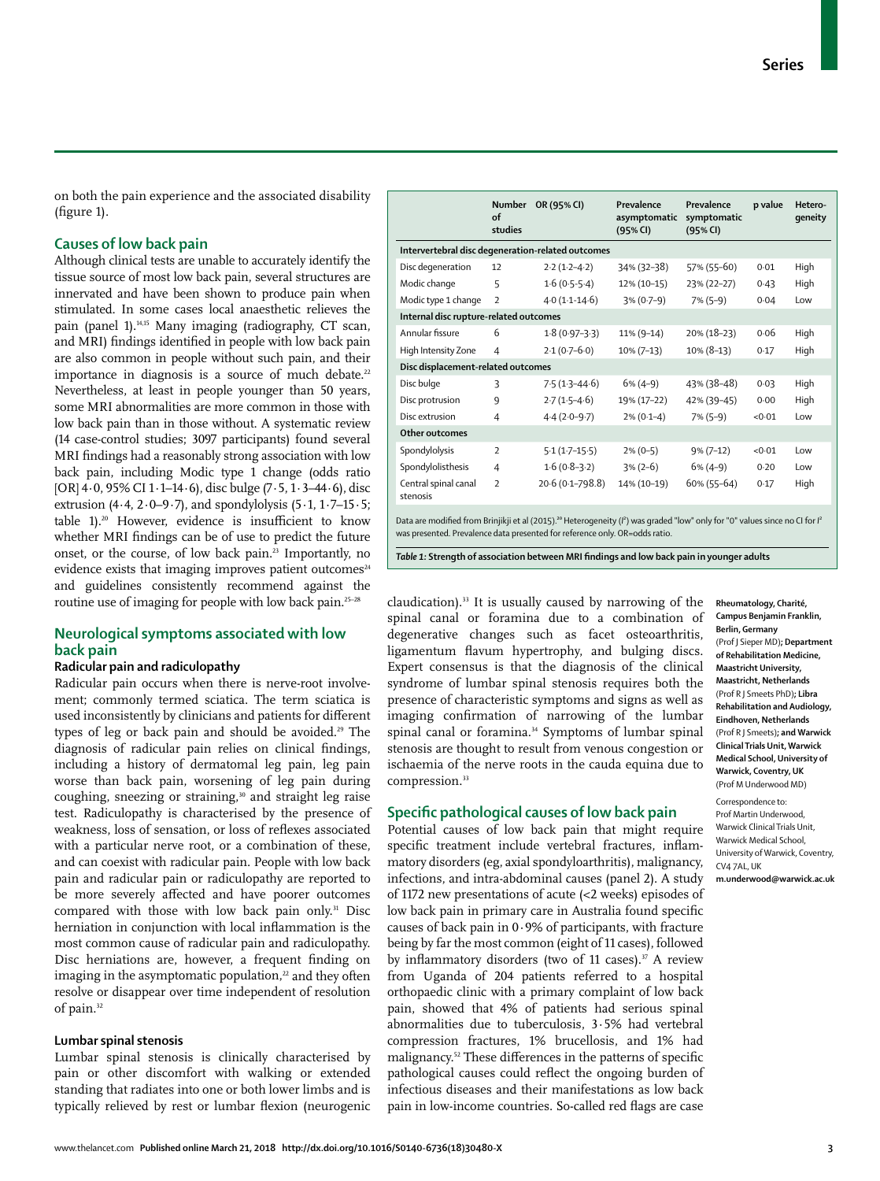on both the pain experience and the associated disability (figure 1).

## Causes of low back pain

Although clinical tests are unable to accurately identify the tissue source of most low back pain, several structures are innervated and have been shown to produce pain when stimulated. In some cases local anaesthetic relieves the pain (panel 1).[14,15] Many imaging (radiography, CT scan, and MRI) findings identified in people with low back pain are also common in people without such pain, and their importance in diagnosis is a source of much debate.[22] Nevertheless, at least in people younger than 50 years, some MRI abnormalities are more common in those with low back pain than in those without. A systematic review (14 case-control studies; 3097 participants) found several MRI findings had a reasonably strong association with low back pain, including Modic type 1 change (odds ratio [OR] 4·0, 95% CI 1·1–14·6), disc bulge (7·5, 1·3–44·6), disc extrusion (4·4, 2·0–9·7), and spondylolysis (5·1, 1·7–15·5; table 1).[20] However, evidence is insufficient to know whether MRI findings can be of use to predict the future onset, or the course, of low back pain.[23] Importantly, no evidence exists that imaging improves patient outcomes[24] and guidelines consistently recommend against the routine use of imaging for people with low back pain.[25–28]

| | Number of studies | OR (95% CI) | Prevalence asymptomatic (95% CI) | Prevalence symptomatic (95% CI) | p value | Hetero-geneity |
|---|---|---|---|---|---|---|
| **Intervertebral disc degeneration-related outcomes** | | | | | | |
| Disc degeneration | 12 | 2·2 (1·2–4·2) | 34% (32–38) | 57% (55–60) | 0·01 | High |
| Modic change | 5 | 1·6 (0·5-5·4) | 12% (10–15) | 23% (22–27) | 0·43 | High |
| Modic type 1 change | 2 | 4·0 (1·1-14·6) | 3% (0·7–9) | 7% (5–9) | 0·04 | Low |
| **Internal disc rupture-related outcomes** | | | | | | |
| Annular fissure | 6 | 1·8 (0·97–3·3) | 11% (9–14) | 20% (18–23) | 0·06 | High |
| High Intensity Zone | 4 | 2·1 (0·7–6·0) | 10% (7–13) | 10% (8–13) | 0·17 | High |
| **Disc displacement-related outcomes** | | | | | | |
| Disc bulge | 3 | 7·5 (1·3–44·6) | 6% (4–9) | 43% (38–48) | 0·03 | High |
| Disc protrusion | 9 | 2·7 (1·5–4·6) | 19% (17–22) | 42% (39–45) | 0·00 | High |
| Disc extrusion | 4 | 4·4 (2·0–9·7) | 2% (0·1–4) | 7% (5–9) | <0·01 | Low |
| **Other outcomes** | | | | | | |
| Spondylolysis | 2 | 5·1 (1·7–15·5) | 2% (0–5) | 9% (7–12) | <0·01 | Low |
| Spondylolisthesis | 4 | 1·6 (0·8–3·2) | 3% (2–6) | 6% (4–9) | 0·20 | Low |
| Central spinal canal stenosis | 2 | 20·6 (0·1–798·8) | 14% (10–19) | 60% (55–64) | 0·17 | High |

Data are modified from Brinjikji et al (2015).[20] Heterogeneity ($I^2$) was graded "low" only for "0" values since no CI for $I^2$ was presented. Prevalence data presented for reference only. OR=odds ratio.

*Table 1:* **Strength of association between MRI findings and low back pain in younger adults**

## Neurological symptoms associated with low back pain

### Radicular pain and radiculopathy

Radicular pain occurs when there is nerve-root involvement; commonly termed sciatica. The term sciatica is used inconsistently by clinicians and patients for different types of leg or back pain and should be avoided.[29] The diagnosis of radicular pain relies on clinical findings, including a history of dermatomal leg pain, leg pain worse than back pain, worsening of leg pain during coughing, sneezing or straining,[30] and straight leg raise test. Radiculopathy is characterised by the presence of weakness, loss of sensation, or loss of reflexes associated with a particular nerve root, or a combination of these, and can coexist with radicular pain. People with low back pain and radicular pain or radiculopathy are reported to be more severely affected and have poorer outcomes compared with those with low back pain only.[31] Disc herniation in conjunction with local inflammation is the most common cause of radicular pain and radiculopathy. Disc herniations are, however, a frequent finding on imaging in the asymptomatic population,[22] and they often resolve or disappear over time independent of resolution of pain.[32]

### Lumbar spinal stenosis

Lumbar spinal stenosis is clinically characterised by pain or other discomfort with walking or extended standing that radiates into one or both lower limbs and is typically relieved by rest or lumbar flexion (neurogenic claudication).[33] It is usually caused by narrowing of the spinal canal or foramina due to a combination of degenerative changes such as facet osteoarthritis, ligamentum flavum hypertrophy, and bulging discs. Expert consensus is that the diagnosis of the clinical syndrome of lumbar spinal stenosis requires both the presence of characteristic symptoms and signs as well as imaging confirmation of narrowing of the lumbar spinal canal or foramina.[34] Symptoms of lumbar spinal stenosis are thought to result from venous congestion or ischaemia of the nerve roots in the cauda equina due to compression.[33]

## Specific pathological causes of low back pain

Potential causes of low back pain that might require specific treatment include vertebral fractures, inflammatory disorders (eg, axial spondyloarthritis), malignancy, infections, and intra-abdominal causes (panel 2). A study of 1172 new presentations of acute (<2 weeks) episodes of low back pain in primary care in Australia found specific causes of back pain in 0·9% of participants, with fracture being by far the most common (eight of 11 cases), followed by inflammatory disorders (two of 11 cases).[37] A review from Uganda of 204 patients referred to a hospital orthopaedic clinic with a primary complaint of low back pain, showed that 4% of patients had serious spinal abnormalities due to tuberculosis, 3·5% had vertebral compression fractures, 1% brucellosis, and 1% had malignancy.[52] These differences in the patterns of specific pathological causes could reflect the ongoing burden of infectious diseases and their manifestations as low back pain in low-income countries. So-called red flags are case

**Rheumatology, Charité, Campus Benjamin Franklin, Berlin, Germany** (Prof J Sieper MD)**; Department of Rehabilitation Medicine, Maastricht University, Maastricht, Netherlands** (Prof R J Smeets PhD)**; Libra Rehabilitation and Audiology, Eindhoven, Netherlands** (Prof R J Smeets)**; and Warwick Clinical Trials Unit, Warwick Medical School, University of Warwick, Coventry, UK** (Prof M Underwood MD)

Correspondence to: Prof Martin Underwood, Warwick Clinical Trials Unit, Warwick Medical School, University of Warwick, Coventry, CV4 7AL, UK **m.underwood@warwick.ac.uk**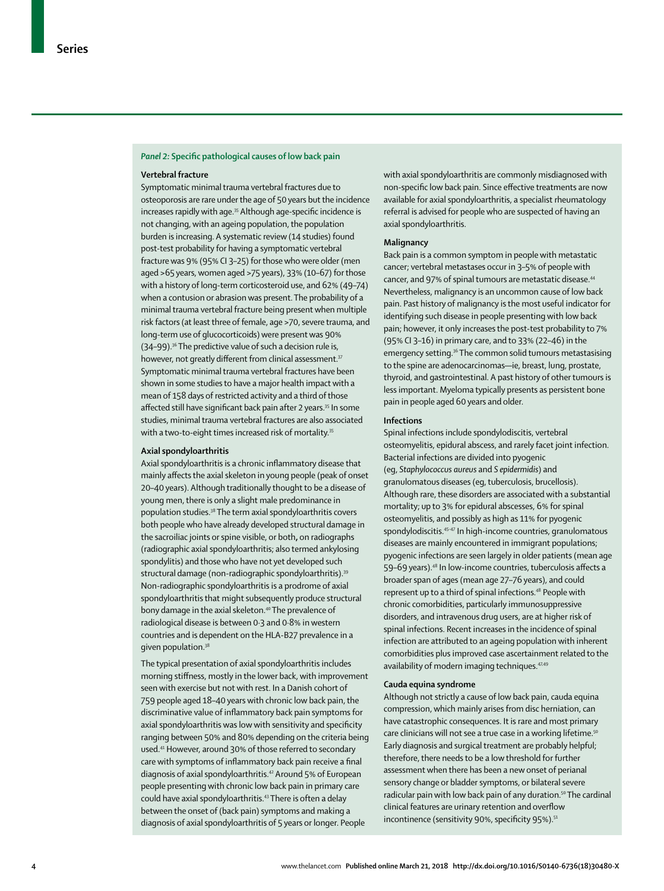### *Panel 2:* Specific pathological causes of low back pain

#### Vertebral fracture

Symptomatic minimal trauma vertebral fractures due to osteoporosis are rare under the age of 50 years but the incidence increases rapidly with age.[35] Although age-specific incidence is not changing, with an ageing population, the population burden is increasing. A systematic review (14 studies) found post-test probability for having a symptomatic vertebral fracture was 9% (95% CI 3–25) for those who were older (men aged >65 years, women aged >75 years), 33% (10–67) for those with a history of long-term corticosteroid use, and 62% (49–74) when a contusion or abrasion was present. The probability of a minimal trauma vertebral fracture being present when multiple risk factors (at least three of female, age >70, severe trauma, and long-term use of glucocorticoids) were present was 90% (34–99).[36] The predictive value of such a decision rule is, however, not greatly different from clinical assessment.[37] Symptomatic minimal trauma vertebral fractures have been shown in some studies to have a major health impact with a mean of 158 days of restricted activity and a third of those affected still have significant back pain after 2 years.[35] In some studies, minimal trauma vertebral fractures are also associated with a two-to-eight times increased risk of mortality.[35]

#### Axial spondyloarthritis

Axial spondyloarthritis is a chronic inflammatory disease that mainly affects the axial skeleton in young people (peak of onset 20–40 years). Although traditionally thought to be a disease of young men, there is only a slight male predominance in population studies.[38] The term axial spondyloarthritis covers both people who have already developed structural damage in the sacroiliac joints or spine visible, or both, on radiographs (radiographic axial spondyloarthritis; also termed ankylosing spondylitis) and those who have not yet developed such structural damage (non-radiographic spondyloarthritis).[39] Non-radiographic spondyloarthritis is a prodrome of axial spondyloarthritis that might subsequently produce structural bony damage in the axial skeleton.[40] The prevalence of radiological disease is between 0·3 and 0·8% in western countries and is dependent on the HLA-B27 prevalence in a given population.[38]

The typical presentation of axial spondyloarthritis includes morning stiffness, mostly in the lower back, with improvement seen with exercise but not with rest. In a Danish cohort of 759 people aged 18–40 years with chronic low back pain, the discriminative value of inflammatory back pain symptoms for axial spondyloarthritis was low with sensitivity and specificity ranging between 50% and 80% depending on the criteria being used.[41] However, around 30% of those referred to secondary care with symptoms of inflammatory back pain receive a final diagnosis of axial spondyloarthritis.[42] Around 5% of European people presenting with chronic low back pain in primary care could have axial spondyloarthritis.[43] There is often a delay between the onset of (back pain) symptoms and making a diagnosis of axial spondyloarthritis of 5 years or longer. People with axial spondyloarthritis are commonly misdiagnosed with non-specific low back pain. Since effective treatments are now available for axial spondyloarthritis, a specialist rheumatology referral is advised for people who are suspected of having an axial spondyloarthritis.

#### Malignancy

Back pain is a common symptom in people with metastatic cancer; vertebral metastases occur in 3–5% of people with cancer, and 97% of spinal tumours are metastatic disease.[44] Nevertheless, malignancy is an uncommon cause of low back pain. Past history of malignancy is the most useful indicator for identifying such disease in people presenting with low back pain; however, it only increases the post-test probability to 7% (95% CI 3–16) in primary care, and to 33% (22–46) in the emergency setting.[36] The common solid tumours metastasising to the spine are adenocarcinomas—ie, breast, lung, prostate, thyroid, and gastrointestinal. A past history of other tumours is less important. Myeloma typically presents as persistent bone pain in people aged 60 years and older.

#### Infections

Spinal infections include spondylodiscitis, vertebral osteomyelitis, epidural abscess, and rarely facet joint infection. Bacterial infections are divided into pyogenic (eg, *Staphylococcus aureus* and *S epidermidis*) and granulomatous diseases (eg, tuberculosis, brucellosis). Although rare, these disorders are associated with a substantial mortality; up to 3% for epidural abscesses, 6% for spinal osteomyelitis, and possibly as high as 11% for pyogenic spondylodiscitis.[45–47] In high-income countries, granulomatous diseases are mainly encountered in immigrant populations; pyogenic infections are seen largely in older patients (mean age 59–69 years).[48] In low-income countries, tuberculosis affects a broader span of ages (mean age 27–76 years), and could represent up to a third of spinal infections.[48] People with chronic comorbidities, particularly immunosuppressive disorders, and intravenous drug users, are at higher risk of spinal infections. Recent increases in the incidence of spinal infection are attributed to an ageing population with inherent comorbidities plus improved case ascertainment related to the availability of modern imaging techniques.[47,49]

#### Cauda equina syndrome

Although not strictly a cause of low back pain, cauda equina compression, which mainly arises from disc herniation, can have catastrophic consequences. It is rare and most primary care clinicians will not see a true case in a working lifetime.[50] Early diagnosis and surgical treatment are probably helpful; therefore, there needs to be a low threshold for further assessment when there has been a new onset of perianal sensory change or bladder symptoms, or bilateral severe radicular pain with low back pain of any duration.[50] The cardinal clinical features are urinary retention and overflow incontinence (sensitivity 90%, specificity 95%).[51]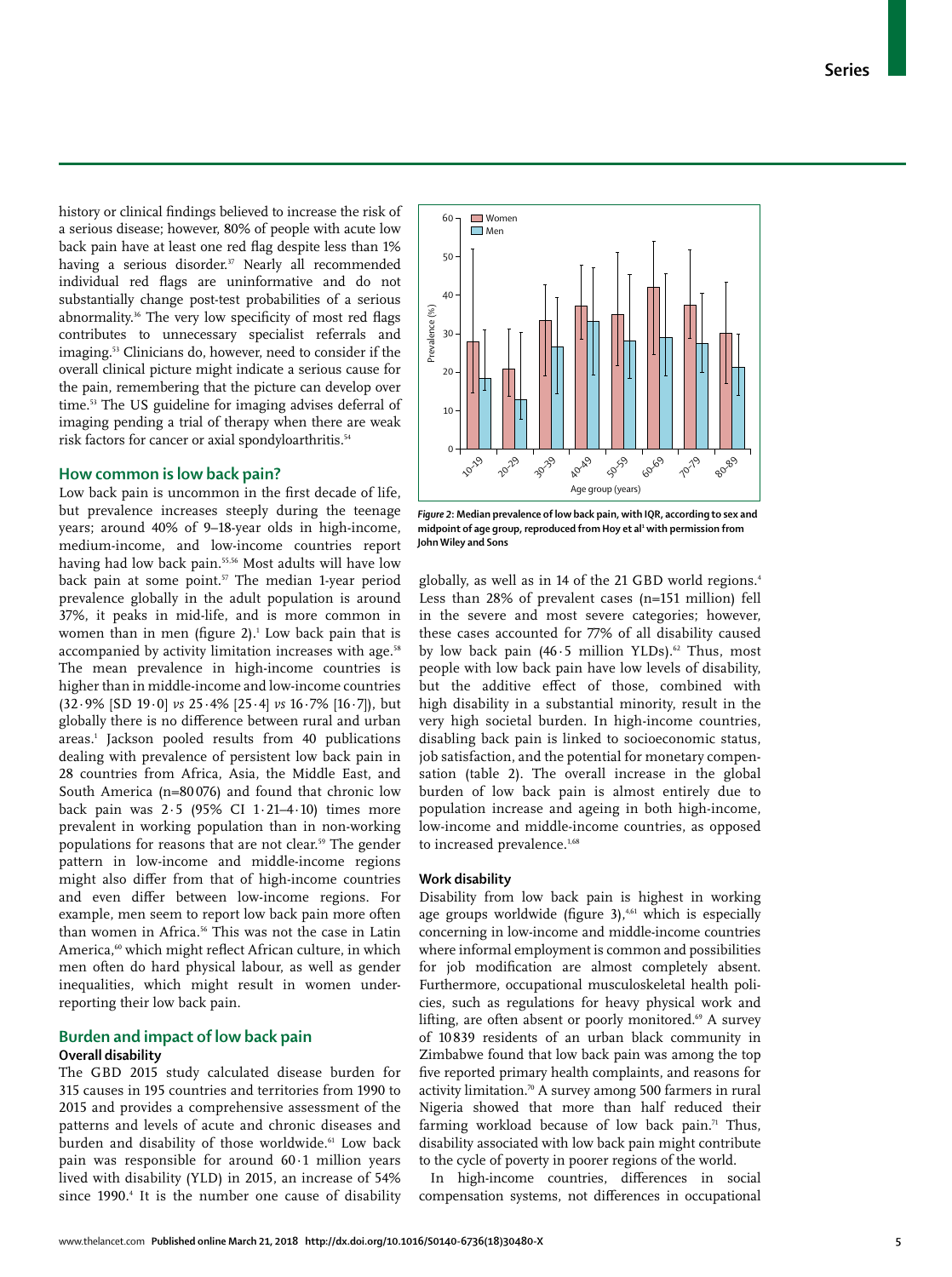history or clinical findings believed to increase the risk of a serious disease; however, 80% of people with acute low back pain have at least one red flag despite less than 1% having a serious disorder.[37] Nearly all recommended individual red flags are uninformative and do not substantially change post-test probabilities of a serious abnormality.[36] The very low specificity of most red flags contributes to unnecessary specialist referrals and imaging.[53] Clinicians do, however, need to consider if the overall clinical picture might indicate a serious cause for the pain, remembering that the picture can develop over time.[53] The US guideline for imaging advises deferral of imaging pending a trial of therapy when there are weak risk factors for cancer or axial spondyloarthritis.[54]

## How common is low back pain?

Low back pain is uncommon in the first decade of life, but prevalence increases steeply during the teenage years; around 40% of 9–18-year olds in high-income, medium-income, and low-income countries report having had low back pain.[55,56] Most adults will have low back pain at some point.[57] The median 1-year period prevalence globally in the adult population is around 37%, it peaks in mid-life, and is more common in women than in men (figure 2).[1] Low back pain that is accompanied by activity limitation increases with age.[58] The mean prevalence in high-income countries is higher than in middle-income and low-income countries (32·9% [SD 19·0] *vs* 25·4% [25·4] *vs* 16·7% [16·7]), but globally there is no difference between rural and urban areas.[1] Jackson pooled results from 40 publications dealing with prevalence of persistent low back pain in 28 countries from Africa, Asia, the Middle East, and South America (n=80 076) and found that chronic low back pain was 2·5 (95% CI 1·21–4·10) times more prevalent in working population than in non-working populations for reasons that are not clear.[59] The gender pattern in low-income and middle-income regions might also differ from that of high-income countries and even differ between low-income regions. For example, men seem to report low back pain more often than women in Africa.[56] This was not the case in Latin America,[60] which might reflect African culture, in which men often do hard physical labour, as well as gender inequalities, which might result in women under-reporting their low back pain.

*Figure 2*: **Median prevalence of low back pain, with IQR, according to sex and midpoint of age group, reproduced from Hoy et al[1] with permission from John Wiley and Sons**

## Burden and impact of low back pain

### Overall disability

The GBD 2015 study calculated disease burden for 315 causes in 195 countries and territories from 1990 to 2015 and provides a comprehensive assessment of the patterns and levels of acute and chronic diseases and burden and disability of those worldwide.[61] Low back pain was responsible for around 60·1 million years lived with disability (YLD) in 2015, an increase of 54% since 1990.[4] It is the number one cause of disability globally, as well as in 14 of the 21 GBD world regions.[4] Less than 28% of prevalent cases (n=151 million) fell in the severe and most severe categories; however, these cases accounted for 77% of all disability caused by low back pain (46·5 million YLDs).[62] Thus, most people with low back pain have low levels of disability, but the additive effect of those, combined with high disability in a substantial minority, result in the very high societal burden. In high-income countries, disabling back pain is linked to socioeconomic status, job satisfaction, and the potential for monetary compensation (table 2). The overall increase in the global burden of low back pain is almost entirely due to population increase and ageing in both high-income, low-income and middle-income countries, as opposed to increased prevalence.[1,68]

### Work disability

Disability from low back pain is highest in working age groups worldwide (figure 3),[4,61] which is especially concerning in low-income and middle-income countries where informal employment is common and possibilities for job modification are almost completely absent. Furthermore, occupational musculoskeletal health policies, such as regulations for heavy physical work and lifting, are often absent or poorly monitored.[69] A survey of 10 839 residents of an urban black community in Zimbabwe found that low back pain was among the top five reported primary health complaints, and reasons for activity limitation.[70] A survey among 500 farmers in rural Nigeria showed that more than half reduced their farming workload because of low back pain.[71] Thus, disability associated with low back pain might contribute to the cycle of poverty in poorer regions of the world.

In high-income countries, differences in social compensation systems, not differences in occupational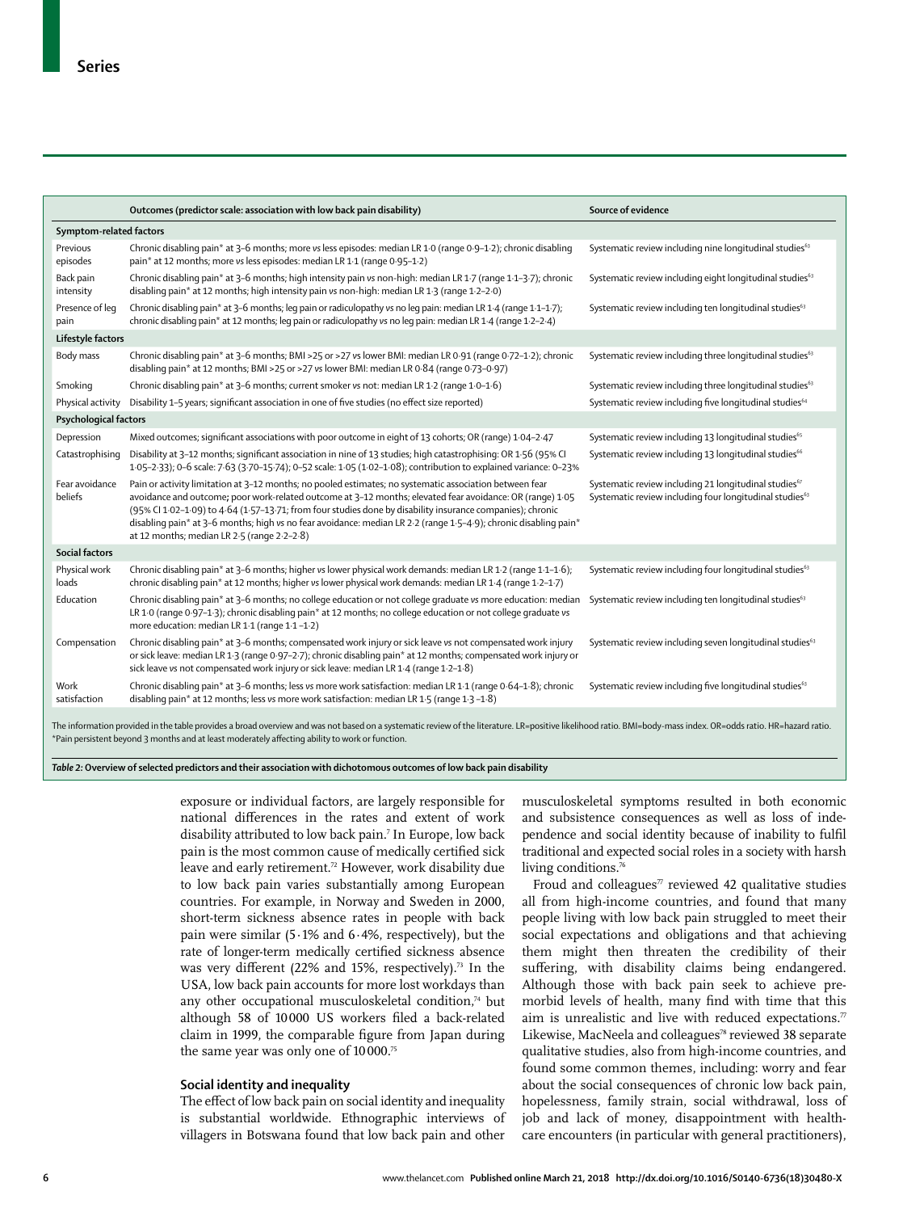| | Outcomes (predictor scale: association with low back pain disability) | Source of evidence |
|---|---|---|
| **Symptom-related factors** | | |
| Previous episodes | Chronic disabling pain* at 3–6 months; more vs less episodes: median LR 1·0 (range 0·9–1·2); chronic disabling pain* at 12 months; more vs less episodes: median LR 1·1 (range 0·95–1·2) | Systematic review including nine longitudinal studies[63] |
| Back pain intensity | Chronic disabling pain* at 3–6 months; high intensity pain vs non-high: median LR 1·7 (range 1·1–3·7); chronic disabling pain* at 12 months; high intensity pain vs non-high: median LR 1·3 (range 1·2–2·0) | Systematic review including eight longitudinal studies[63] |
| Presence of leg pain | Chronic disabling pain* at 3–6 months; leg pain or radiculopathy vs no leg pain: median LR 1·4 (range 1·1–1·7); chronic disabling pain* at 12 months; leg pain or radiculopathy vs no leg pain: median LR 1·4 (range 1·2–2·4) | Systematic review including ten longitudinal studies[63] |
| **Lifestyle factors** | | |
| Body mass | Chronic disabling pain* at 3–6 months; BMI >25 or >27 vs lower BMI: median LR 0·91 (range 0·72–1·2); chronic disabling pain* at 12 months; BMI >25 or >27 vs lower BMI: median LR 0·84 (range 0·73–0·97) | Systematic review including three longitudinal studies[63] |
| Smoking | Chronic disabling pain* at 3–6 months; current smoker vs not: median LR 1·2 (range 1·0–1·6) | Systematic review including three longitudinal studies[63] |
| Physical activity | Disability 1–5 years; significant association in one of five studies (no effect size reported) | Systematic review including five longitudinal studies[64] |
| **Psychological factors** | | |
| Depression | Mixed outcomes; significant associations with poor outcome in eight of 13 cohorts; OR (range) 1·04–2·47 | Systematic review including 13 longitudinal studies[65] |
| Catastrophising | Disability at 3–12 months; significant association in nine of 13 studies; high catastrophising: OR 1·56 (95% CI 1·05–2·33); 0–6 scale: 7·63 (3·70–15·74); 0–52 scale: 1·05 (1·02–1·08); contribution to explained variance: 0–23% | Systematic review including 13 longitudinal studies[66] |
| Fear avoidance beliefs | Pain or activity limitation at 3–12 months; no pooled estimates; no systematic association between fear avoidance and outcome; poor work-related outcome at 3–12 months; elevated fear avoidance: OR (range) 1·05 (95% CI 1·02–1·09) to 4·64 (1·57–13·71; from four studies done by disability insurance companies); chronic disabling pain* at 3–6 months; high vs no fear avoidance: median LR 2·2 (range 1·5–4·9); chronic disabling pain* at 12 months; median LR 2·5 (range 2·2–2·8) | Systematic review including 21 longitudinal studies[67] Systematic review including four longitudinal studies[63] |
| **Social factors** | | |
| Physical work loads | Chronic disabling pain* at 3–6 months; higher vs lower physical work demands: median LR 1·2 (range 1·1–1·6); chronic disabling pain* at 12 months; higher vs lower physical work demands: median LR 1·4 (range 1·2–1·7) | Systematic review including four longitudinal studies[63] |
| Education | Chronic disabling pain* at 3–6 months; no college education or not college graduate vs more education: median LR 1·0 (range 0·97–1·3); chronic disabling pain* at 12 months; no college education or not college graduate vs more education: median LR 1·1 (range 1·1 –1·2) | Systematic review including ten longitudinal studies[63] |
| Compensation | Chronic disabling pain* at 3–6 months; compensated work injury or sick leave vs not compensated work injury or sick leave: median LR 1·3 (range 0·97–2·7); chronic disabling pain* at 12 months; compensated work injury or sick leave vs not compensated work injury or sick leave: median LR 1·4 (range 1·2–1·8) | Systematic review including seven longitudinal studies[63] |
| Work satisfaction | Chronic disabling pain* at 3–6 months; less vs more work satisfaction: median LR 1·1 (range 0·64–1·8); chronic disabling pain* at 12 months; less vs more work satisfaction: median LR 1·5 (range 1·3 –1·8) | Systematic review including five longitudinal studies[63] |

The information provided in the table provides a broad overview and was not based on a systematic review of the literature. LR=positive likelihood ratio. BMI=body-mass index. OR=odds ratio. HR=hazard ratio. *Pain persistent beyond 3 months and at least moderately affecting ability to work or function.

*Table 2:* **Overview of selected predictors and their association with dichotomous outcomes of low back pain disability**

exposure or individual factors, are largely responsible for national differences in the rates and extent of work disability attributed to low back pain.[7] In Europe, low back pain is the most common cause of medically certified sick leave and early retirement.[72] However, work disability due to low back pain varies substantially among European countries. For example, in Norway and Sweden in 2000, short-term sickness absence rates in people with back pain were similar (5·1% and 6·4%, respectively), but the rate of longer-term medically certified sickness absence was very different (22% and 15%, respectively).[73] In the USA, low back pain accounts for more lost workdays than any other occupational musculoskeletal condition,[74] but although 58 of 10 000 US workers filed a back-related claim in 1999, the comparable figure from Japan during the same year was only one of 10 000.[75]

### Social identity and inequality

The effect of low back pain on social identity and inequality is substantial worldwide. Ethnographic interviews of villagers in Botswana found that low back pain and other musculoskeletal symptoms resulted in both economic and subsistence consequences as well as loss of independence and social identity because of inability to fulfil traditional and expected social roles in a society with harsh living conditions.[76]

Froud and colleagues[77] reviewed 42 qualitative studies all from high-income countries, and found that many people living with low back pain struggled to meet their social expectations and obligations and that achieving them might then threaten the credibility of their suffering, with disability claims being endangered. Although those with back pain seek to achieve premorbid levels of health, many find with time that this aim is unrealistic and live with reduced expectations.[77] Likewise, MacNeela and colleagues[78] reviewed 38 separate qualitative studies, also from high-income countries, and found some common themes, including: worry and fear about the social consequences of chronic low back pain, hopelessness, family strain, social withdrawal, loss of job and lack of money, disappointment with health-care encounters (in particular with general practitioners),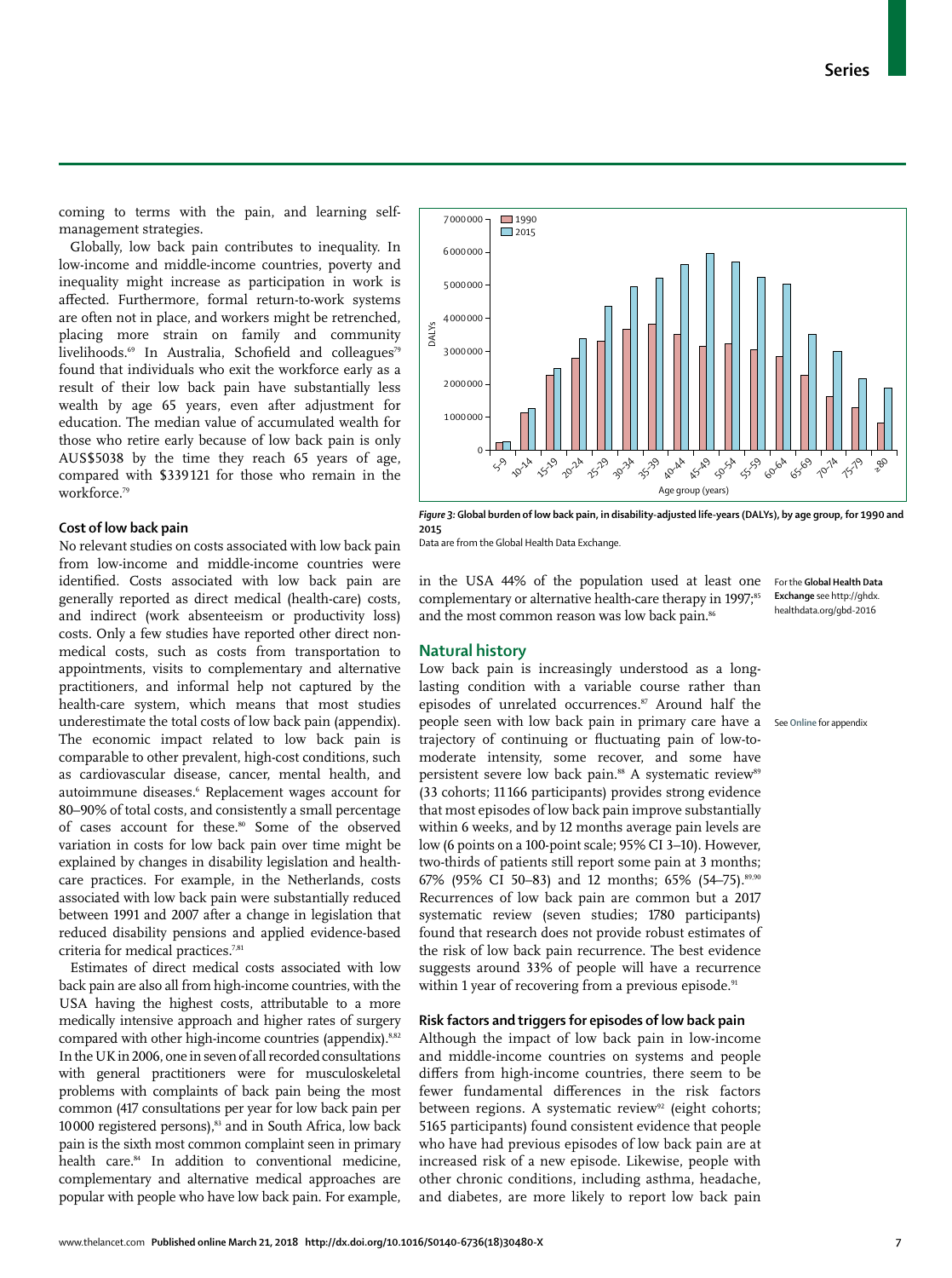coming to terms with the pain, and learning self-management strategies.

Globally, low back pain contributes to inequality. In low-income and middle-income countries, poverty and inequality might increase as participation in work is affected. Furthermore, formal return-to-work systems are often not in place, and workers might be retrenched, placing more strain on family and community livelihoods.[69] In Australia, Schofield and colleagues[79] found that individuals who exit the workforce early as a result of their low back pain have substantially less wealth by age 65 years, even after adjustment for education. The median value of accumulated wealth for those who retire early because of low back pain is only AUS$5038 by the time they reach 65 years of age, compared with $339 121 for those who remain in the workforce.[79]

### Cost of low back pain

No relevant studies on costs associated with low back pain from low-income and middle-income countries were identified. Costs associated with low back pain are generally reported as direct medical (health-care) costs, and indirect (work absenteeism or productivity loss) costs. Only a few studies have reported other direct non-medical costs, such as costs from transportation to appointments, visits to complementary and alternative practitioners, and informal help not captured by the health-care system, which means that most studies underestimate the total costs of low back pain (appendix). The economic impact related to low back pain is comparable to other prevalent, high-cost conditions, such as cardiovascular disease, cancer, mental health, and autoimmune diseases.[6] Replacement wages account for 80–90% of total costs, and consistently a small percentage of cases account for these.[80] Some of the observed variation in costs for low back pain over time might be explained by changes in disability legislation and health-care practices. For example, in the Netherlands, costs associated with low back pain were substantially reduced between 1991 and 2007 after a change in legislation that reduced disability pensions and applied evidence-based criteria for medical practices.[7,81]

Estimates of direct medical costs associated with low back pain are also all from high-income countries, with the USA having the highest costs, attributable to a more medically intensive approach and higher rates of surgery compared with other high-income countries (appendix).[8,82] In the UK in 2006, one in seven of all recorded consultations with general practitioners were for musculoskeletal problems with complaints of back pain being the most common (417 consultations per year for low back pain per 10 000 registered persons),[83] and in South Africa, low back pain is the sixth most common complaint seen in primary health care.[84] In addition to conventional medicine, complementary and alternative medical approaches are popular with people who have low back pain. For example, in the USA 44% of the population used at least one complementary or alternative health-care therapy in 1997;[85] and the most common reason was low back pain.[86]

*Figure 3:* **Global burden of low back pain, in disability-adjusted life-years (DALYs), by age group, for 1990 and 2015**
Data are from the Global Health Data Exchange.

For the **Global Health Data Exchange** see http://ghdx.healthdata.org/gbd-2016

See **Online** for appendix

## Natural history

Low back pain is increasingly understood as a long-lasting condition with a variable course rather than episodes of unrelated occurrences.[87] Around half the people seen with low back pain in primary care have a trajectory of continuing or fluctuating pain of low-to-moderate intensity, some recover, and some have persistent severe low back pain.[88] A systematic review[89] (33 cohorts; 11 166 participants) provides strong evidence that most episodes of low back pain improve substantially within 6 weeks, and by 12 months average pain levels are low (6 points on a 100-point scale; 95% CI 3–10). However, two-thirds of patients still report some pain at 3 months; 67% (95% CI 50–83) and 12 months; 65% (54–75).[89,90] Recurrences of low back pain are common but a 2017 systematic review (seven studies; 1780 participants) found that research does not provide robust estimates of the risk of low back pain recurrence. The best evidence suggests around 33% of people will have a recurrence within 1 year of recovering from a previous episode.[91]

### Risk factors and triggers for episodes of low back pain

Although the impact of low back pain in low-income and middle-income countries on systems and people differs from high-income countries, there seem to be fewer fundamental differences in the risk factors between regions. A systematic review[92] (eight cohorts; 5165 participants) found consistent evidence that people who have had previous episodes of low back pain are at increased risk of a new episode. Likewise, people with other chronic conditions, including asthma, headache, and diabetes, are more likely to report low back pain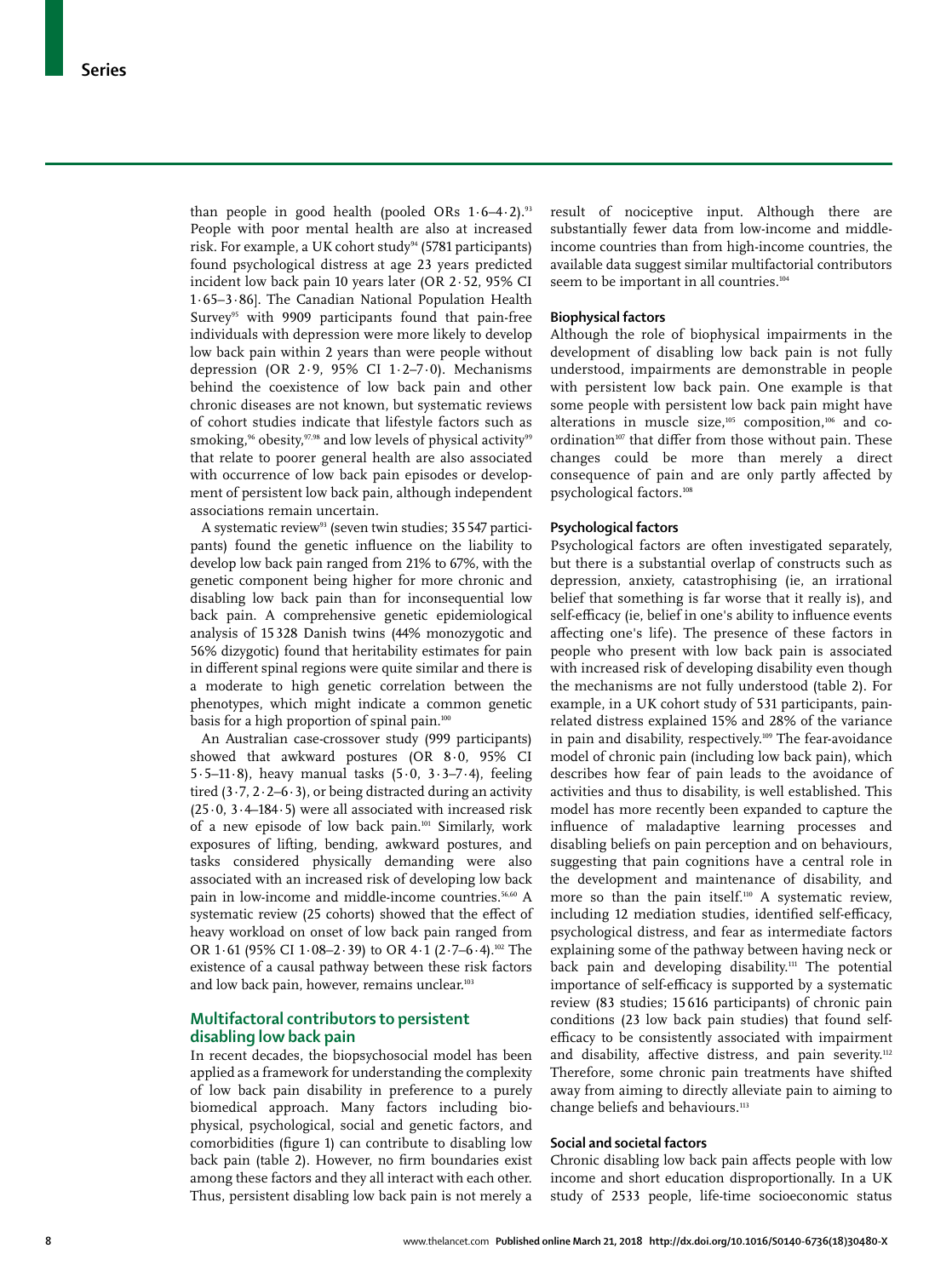than people in good health (pooled ORs 1·6–4·2).[93] People with poor mental health are also at increased risk. For example, a UK cohort study[94] (5781 participants) found psychological distress at age 23 years predicted incident low back pain 10 years later (OR 2·52, 95% CI 1·65–3·86]. The Canadian National Population Health Survey[95] with 9909 participants found that pain-free individuals with depression were more likely to develop low back pain within 2 years than were people without depression (OR 2·9, 95% CI 1·2–7·0). Mechanisms behind the coexistence of low back pain and other chronic diseases are not known, but systematic reviews of cohort studies indicate that lifestyle factors such as smoking,[96] obesity,[97,98] and low levels of physical activity[99] that relate to poorer general health are also associated with occurrence of low back pain episodes or development of persistent low back pain, although independent associations remain uncertain.

A systematic review[93] (seven twin studies; 35 547 participants) found the genetic influence on the liability to develop low back pain ranged from 21% to 67%, with the genetic component being higher for more chronic and disabling low back pain than for inconsequential low back pain. A comprehensive genetic epidemiological analysis of 15 328 Danish twins (44% monozygotic and 56% dizygotic) found that heritability estimates for pain in different spinal regions were quite similar and there is a moderate to high genetic correlation between the phenotypes, which might indicate a common genetic basis for a high proportion of spinal pain.[100]

An Australian case-crossover study (999 participants) showed that awkward postures (OR 8·0, 95% CI 5·5–11·8), heavy manual tasks (5·0, 3·3–7·4), feeling tired (3·7, 2·2–6·3), or being distracted during an activity (25·0, 3·4–184·5) were all associated with increased risk of a new episode of low back pain.[101] Similarly, work exposures of lifting, bending, awkward postures, and tasks considered physically demanding were also associated with an increased risk of developing low back pain in low-income and middle-income countries.[56,60] A systematic review (25 cohorts) showed that the effect of heavy workload on onset of low back pain ranged from OR 1·61 (95% CI 1·08–2·39) to OR 4·1 (2·7–6·4).[102] The existence of a causal pathway between these risk factors and low back pain, however, remains unclear.[103]

## Multifactoral contributors to persistent disabling low back pain

In recent decades, the biopsychosocial model has been applied as a framework for understanding the complexity of low back pain disability in preference to a purely biomedical approach. Many factors including biophysical, psychological, social and genetic factors, and comorbidities (figure 1) can contribute to disabling low back pain (table 2). However, no firm boundaries exist among these factors and they all interact with each other. Thus, persistent disabling low back pain is not merely a result of nociceptive input. Although there are substantially fewer data from low-income and middle-income countries than from high-income countries, the available data suggest similar multifactorial contributors seem to be important in all countries.[104]

### Biophysical factors

Although the role of biophysical impairments in the development of disabling low back pain is not fully understood, impairments are demonstrable in people with persistent low back pain. One example is that some people with persistent low back pain might have alterations in muscle size,[105] composition,[106] and co-ordination[107] that differ from those without pain. These changes could be more than merely a direct consequence of pain and are only partly affected by psychological factors.[108]

### Psychological factors

Psychological factors are often investigated separately, but there is a substantial overlap of constructs such as depression, anxiety, catastrophising (ie, an irrational belief that something is far worse that it really is), and self-efficacy (ie, belief in one's ability to influence events affecting one's life). The presence of these factors in people who present with low back pain is associated with increased risk of developing disability even though the mechanisms are not fully understood (table 2). For example, in a UK cohort study of 531 participants, pain-related distress explained 15% and 28% of the variance in pain and disability, respectively.[109] The fear-avoidance model of chronic pain (including low back pain), which describes how fear of pain leads to the avoidance of activities and thus to disability, is well established. This model has more recently been expanded to capture the influence of maladaptive learning processes and disabling beliefs on pain perception and on behaviours, suggesting that pain cognitions have a central role in the development and maintenance of disability, and more so than the pain itself.[110] A systematic review, including 12 mediation studies, identified self-efficacy, psychological distress, and fear as intermediate factors explaining some of the pathway between having neck or back pain and developing disability.[111] The potential importance of self-efficacy is supported by a systematic review (83 studies; 15 616 participants) of chronic pain conditions (23 low back pain studies) that found self-efficacy to be consistently associated with impairment and disability, affective distress, and pain severity.[112] Therefore, some chronic pain treatments have shifted away from aiming to directly alleviate pain to aiming to change beliefs and behaviours.[113]

### Social and societal factors

Chronic disabling low back pain affects people with low income and short education disproportionally. In a UK study of 2533 people, life-time socioeconomic status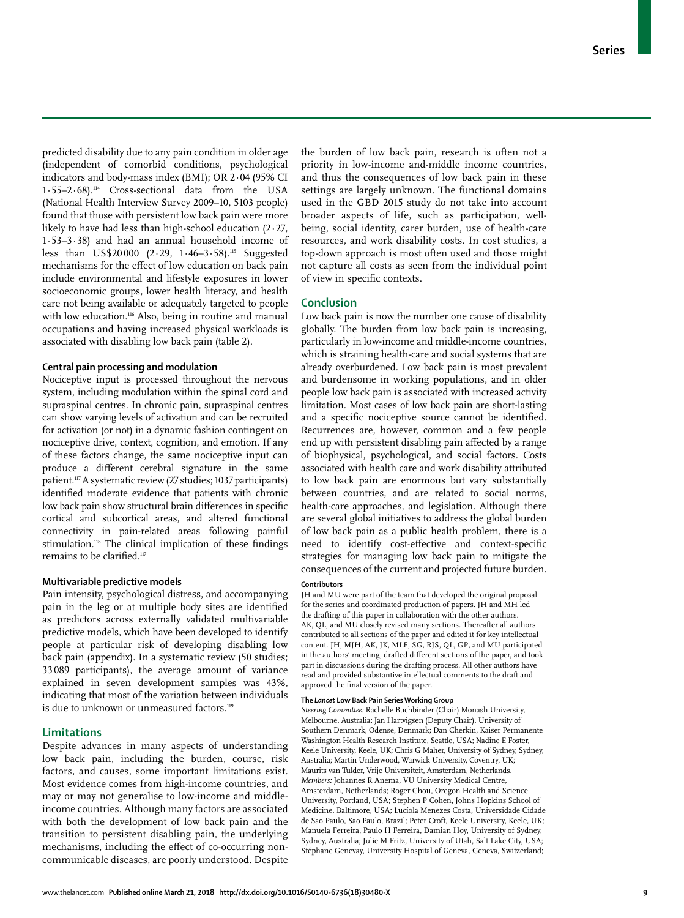predicted disability due to any pain condition in older age (independent of comorbid conditions, psychological indicators and body-mass index (BMI); OR 2·04 (95% CI 1·55–2·68).[114] Cross-sectional data from the USA (National Health Interview Survey 2009–10, 5103 people) found that those with persistent low back pain were more likely to have had less than high-school education (2·27, 1·53–3·38) and had an annual household income of less than US$20 000 (2·29, 1·46–3·58).[115] Suggested mechanisms for the effect of low education on back pain include environmental and lifestyle exposures in lower socioeconomic groups, lower health literacy, and health care not being available or adequately targeted to people with low education.[116] Also, being in routine and manual occupations and having increased physical workloads is associated with disabling low back pain (table 2).

### Central pain processing and modulation

Nociceptive input is processed throughout the nervous system, including modulation within the spinal cord and supraspinal centres. In chronic pain, supraspinal centres can show varying levels of activation and can be recruited for activation (or not) in a dynamic fashion contingent on nociceptive drive, context, cognition, and emotion. If any of these factors change, the same nociceptive input can produce a different cerebral signature in the same patient.[117] A systematic review (27 studies; 1037 participants) identified moderate evidence that patients with chronic low back pain show structural brain differences in specific cortical and subcortical areas, and altered functional connectivity in pain-related areas following painful stimulation.[118] The clinical implication of these findings remains to be clarified.[117]

### Multivariable predictive models

Pain intensity, psychological distress, and accompanying pain in the leg or at multiple body sites are identified as predictors across externally validated multivariable predictive models, which have been developed to identify people at particular risk of developing disabling low back pain (appendix). In a systematic review (50 studies; 33 089 participants), the average amount of variance explained in seven development samples was 43%, indicating that most of the variation between individuals is due to unknown or unmeasured factors.[119]

## Limitations

Despite advances in many aspects of understanding low back pain, including the burden, course, risk factors, and causes, some important limitations exist. Most evidence comes from high-income countries, and may or may not generalise to low-income and middle-income countries. Although many factors are associated with both the development of low back pain and the transition to persistent disabling pain, the underlying mechanisms, including the effect of co-occurring non-communicable diseases, are poorly understood. Despite the burden of low back pain, research is often not a priority in low-income and-middle income countries, and thus the consequences of low back pain in these settings are largely unknown. The functional domains used in the GBD 2015 study do not take into account broader aspects of life, such as participation, well-being, social identity, carer burden, use of health-care resources, and work disability costs. In cost studies, a top-down approach is most often used and those might not capture all costs as seen from the individual point of view in specific contexts.

## Conclusion

Low back pain is now the number one cause of disability globally. The burden from low back pain is increasing, particularly in low-income and middle-income countries, which is straining health-care and social systems that are already overburdened. Low back pain is most prevalent and burdensome in working populations, and in older people low back pain is associated with increased activity limitation. Most cases of low back pain are short-lasting and a specific nociceptive source cannot be identified. Recurrences are, however, common and a few people end up with persistent disabling pain affected by a range of biophysical, psychological, and social factors. Costs associated with health care and work disability attributed to low back pain are enormous but vary substantially between countries, and are related to social norms, health-care approaches, and legislation. Although there are several global initiatives to address the global burden of low back pain as a public health problem, there is a need to identify cost-effective and context-specific strategies for managing low back pain to mitigate the consequences of the current and projected future burden.

#### Contributors

JH and MU were part of the team that developed the original proposal for the series and coordinated production of papers. JH and MH led the drafting of this paper in collaboration with the other authors. AK, QL, and MU closely revised many sections. Thereafter all authors contributed to all sections of the paper and edited it for key intellectual content. JH, MJH, AK, JK, MLF, SG, RJS, QL, GP, and MU participated in the authors' meeting, drafted different sections of the paper, and took part in discussions during the drafting process. All other authors have read and provided substantive intellectual comments to the draft and approved the final version of the paper.

#### The *Lancet* Low Back Pain Series Working Group

*Steering Committee:* Rachelle Buchbinder (Chair) Monash University, Melbourne, Australia; Jan Hartvigsen (Deputy Chair), University of Southern Denmark, Odense, Denmark; Dan Cherkin, Kaiser Permanente Washington Health Research Institute, Seattle, USA; Nadine E Foster, Keele University, Keele, UK; Chris G Maher, University of Sydney, Sydney, Australia; Martin Underwood, Warwick University, Coventry, UK; Maurits van Tulder, Vrije Universiteit, Amsterdam, Netherlands. *Members:* Johannes R Anema, VU University Medical Centre, Amsterdam, Netherlands; Roger Chou, Oregon Health and Science University, Portland, USA; Stephen P Cohen, Johns Hopkins School of Medicine, Baltimore, USA; Lucíola Menezes Costa, Universidade Cidade de Sao Paulo, Sao Paulo, Brazil; Peter Croft, Keele University, Keele, UK; Manuela Ferreira, Paulo H Ferreira, Damian Hoy, University of Sydney, Sydney, Australia; Julie M Fritz, University of Utah, Salt Lake City, USA; Stéphane Genevay, University Hospital of Geneva, Geneva, Switzerland;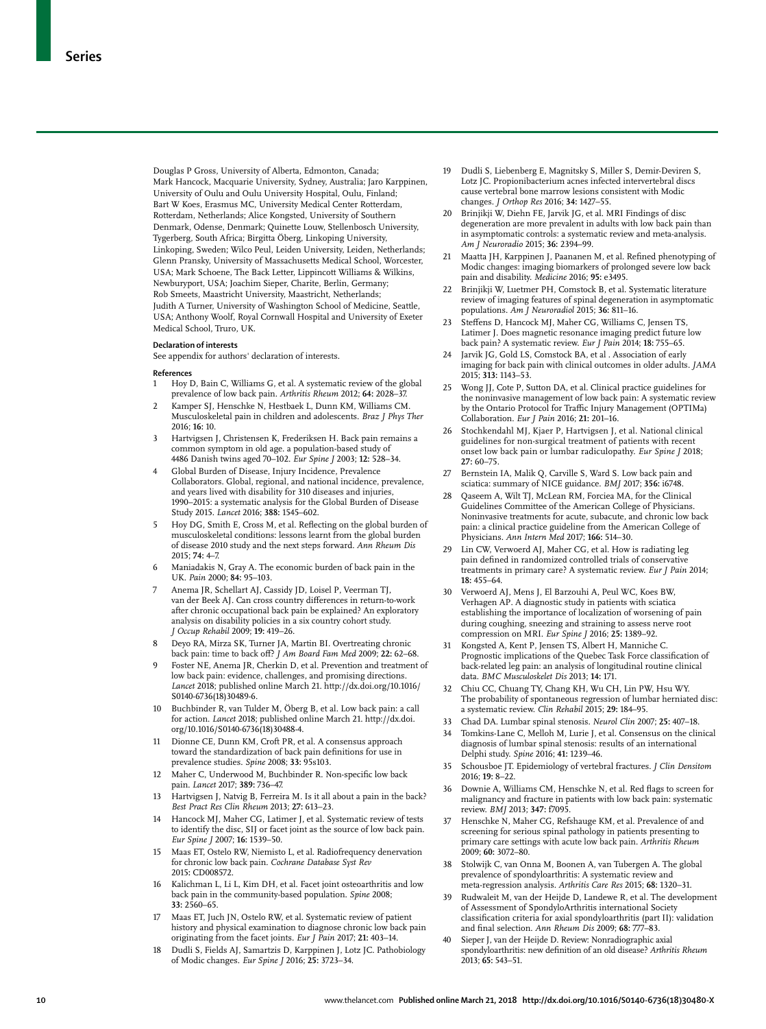Douglas P Gross, University of Alberta, Edmonton, Canada; Mark Hancock, Macquarie University, Sydney, Australia; Jaro Karppinen, University of Oulu and Oulu University Hospital, Oulu, Finland; Bart W Koes, Erasmus MC, University Medical Center Rotterdam, Rotterdam, Netherlands; Alice Kongsted, University of Southern Denmark, Odense, Denmark; Quinette Louw, Stellenbosch University, Tygerberg, South Africa; Birgitta Öberg, Linkoping University, Linkoping, Sweden; Wilco Peul, Leiden University, Leiden, Netherlands; Glenn Pransky, University of Massachusetts Medical School, Worcester, USA; Mark Schoene, The Back Letter, Lippincott Williams & Wilkins, Newburyport, USA; Joachim Sieper, Charite, Berlin, Germany; Rob Smeets, Maastricht University, Maastricht, Netherlands; Judith A Turner, University of Washington School of Medicine, Seattle, USA; Anthony Woolf, Royal Cornwall Hospital and University of Exeter Medical School, Truro, UK.

**Declaration of interests**

See appendix for authors' declaration of interests.

**References**

1. Hoy D, Bain C, Williams G, et al. A systematic review of the global prevalence of low back pain. *Arthritis Rheum* 2012; **64:** 2028–37.
2. Kamper SJ, Henschke N, Hestbaek L, Dunn KM, Williams CM. Musculoskeletal pain in children and adolescents. *Braz J Phys Ther* 2016; **16:** 10.
3. Hartvigsen J, Christensen K, Frederiksen H. Back pain remains a common symptom in old age. a population-based study of 4486 Danish twins aged 70–102. *Eur Spine J* 2003; **12:** 528–34.
4. Global Burden of Disease, Injury Incidence, Prevalence Collaborators. Global, regional, and national incidence, prevalence, and years lived with disability for 310 diseases and injuries, 1990–2015: a systematic analysis for the Global Burden of Disease Study 2015. *Lancet* 2016; **388:** 1545–602.
5. Hoy DG, Smith E, Cross M, et al. Reflecting on the global burden of musculoskeletal conditions: lessons learnt from the global burden of disease 2010 study and the next steps forward. *Ann Rheum Dis* 2015; **74:** 4–7.
6. Maniadakis N, Gray A. The economic burden of back pain in the UK. *Pain* 2000; **84:** 95–103.
7. Anema JR, Schellart AJ, Cassidy JD, Loisel P, Veerman TJ, van der Beek AJ. Can cross country differences in return-to-work after chronic occupational back pain be explained? An exploratory analysis on disability policies in a six country cohort study. *J Occup Rehabil* 2009; **19:** 419–26.
8. Deyo RA, Mirza SK, Turner JA, Martin BI. Overtreating chronic back pain: time to back off? *J Am Board Fam Med* 2009; **22:** 62–68.
9. Foster NE, Anema JR, Cherkin D, et al. Prevention and treatment of low back pain: evidence, challenges, and promising directions. *Lancet* 2018; published online March 21. http://dx.doi.org/10.1016/S0140-6736(18)30489-6.
10. Buchbinder R, van Tulder M, Öberg B, et al. Low back pain: a call for action. *Lancet* 2018; published online March 21. http://dx.doi.org/10.1016/S0140-6736(18)30488-4.
11. Dionne CE, Dunn KM, Croft PR, et al. A consensus approach toward the standardization of back pain definitions for use in prevalence studies. *Spine* 2008; **33:** 95s103.
12. Maher C, Underwood M, Buchbinder R. Non-specific low back pain. *Lancet* 2017; **389:** 736–47.
13. Hartvigsen J, Natvig B, Ferreira M. Is it all about a pain in the back? *Best Pract Res Clin Rheum* 2013; **27:** 613–23.
14. Hancock MJ, Maher CG, Latimer J, et al. Systematic review of tests to identify the disc, SIJ or facet joint as the source of low back pain. *Eur Spine J* 2007; **16:** 1539–50.
15. Maas ET, Ostelo RW, Niemisto L, et al. Radiofrequency denervation for chronic low back pain. *Cochrane Database Syst Rev* 2015: CD008572.
16. Kalichman L, Li L, Kim DH, et al. Facet joint osteoarthritis and low back pain in the community-based population. *Spine* 2008; **33:** 2560–65.
17. Maas ET, Juch JN, Ostelo RW, et al. Systematic review of patient history and physical examination to diagnose chronic low back pain originating from the facet joints. *Eur J Pain* 2017; **21:** 403–14.
18. Dudli S, Fields AJ, Samartzis D, Karppinen J, Lotz JC. Pathobiology of Modic changes. *Eur Spine J* 2016; **25:** 3723–34.
19. Dudli S, Liebenberg E, Magnitsky S, Miller S, Demir-Deviren S, Lotz JC. Propionibacterium acnes infected intervertebral discs cause vertebral bone marrow lesions consistent with Modic changes. *J Orthop Res* 2016; **34:** 1427–55.
20. Brinjikji W, Diehn FE, Jarvik JG, et al. MRI Findings of disc degeneration are more prevalent in adults with low back pain than in asymptomatic controls: a systematic review and meta-analysis. *Am J Neuroradio* 2015; **36:** 2394–99.
21. Maatta JH, Karppinen J, Paananen M, et al. Refined phenotyping of Modic changes: imaging biomarkers of prolonged severe low back pain and disability. *Medicine* 2016; **95:** e3495.
22. Brinjikji W, Luetmer PH, Comstock B, et al. Systematic literature review of imaging features of spinal degeneration in asymptomatic populations. *Am J Neuroradiol* 2015; **36:** 811–16.
23. Steffens D, Hancock MJ, Maher CG, Williams C, Jensen TS, Latimer J. Does magnetic resonance imaging predict future low back pain? A systematic review. *Eur J Pain* 2014; **18:** 755–65.
24. Jarvik JG, Gold LS, Comstock BA, et al . Association of early imaging for back pain with clinical outcomes in older adults. *JAMA* 2015; **313:** 1143–53.
25. Wong JJ, Cote P, Sutton DA, et al. Clinical practice guidelines for the noninvasive management of low back pain: A systematic review by the Ontario Protocol for Traffic Injury Management (OPTIMa) Collaboration. *Eur J Pain* 2016; **21:** 201–16.
26. Stochkendahl MJ, Kjaer P, Hartvigsen J, et al. National clinical guidelines for non-surgical treatment of patients with recent onset low back pain or lumbar radiculopathy. *Eur Spine J* 2018; **27:** 60–75.
27. Bernstein IA, Malik Q, Carville S, Ward S. Low back pain and sciatica: summary of NICE guidance. *BMJ* 2017; **356:** i6748.
28. Qaseem A, Wilt TJ, McLean RM, Forciea MA, for the Clinical Guidelines Committee of the American College of Physicians. Noninvasive treatments for acute, subacute, and chronic low back pain: a clinical practice guideline from the American College of Physicians. *Ann Intern Med* 2017; **166:** 514–30.
29. Lin CW, Verwoerd AJ, Maher CG, et al. How is radiating leg pain defined in randomized controlled trials of conservative treatments in primary care? A systematic review. *Eur J Pain* 2014; **18:** 455–64.
30. Verwoerd AJ, Mens J, El Barzouhi A, Peul WC, Koes BW, Verhagen AP. A diagnostic study in patients with sciatica establishing the importance of localization of worsening of pain during coughing, sneezing and straining to assess nerve root compression on MRI. *Eur Spine J* 2016; **25:** 1389–92.
31. Kongsted A, Kent P, Jensen TS, Albert H, Manniche C. Prognostic implications of the Quebec Task Force classification of back-related leg pain: an analysis of longitudinal routine clinical data. *BMC Musculoskelet Dis* 2013; **14:** 171.
32. Chiu CC, Chuang TY, Chang KH, Wu CH, Lin PW, Hsu WY. The probability of spontaneous regression of lumbar herniated disc: a systematic review. *Clin Rehabil* 2015; **29:** 184–95.
33. Chad DA. Lumbar spinal stenosis. *Neurol Clin* 2007; **25:** 407–18.
34. Tomkins-Lane C, Melloh M, Lurie J, et al. Consensus on the clinical diagnosis of lumbar spinal stenosis: results of an international Delphi study. *Spine* 2016; **41:** 1239–46.
35. Schousboe JT. Epidemiology of vertebral fractures. *J Clin Densitom* 2016; **19:** 8–22.
36. Downie A, Williams CM, Henschke N, et al. Red flags to screen for malignancy and fracture in patients with low back pain: systematic review. *BMJ* 2013; **347:** f7095.
37. Henschke N, Maher CG, Refshauge KM, et al. Prevalence of and screening for serious spinal pathology in patients presenting to primary care settings with acute low back pain. *Arthritis Rheum* 2009; **60:** 3072–80.
38. Stolwijk C, van Onna M, Boonen A, van Tubergen A. The global prevalence of spondyloarthritis: A systematic review and meta-regression analysis. *Arthritis Care Res* 2015; **68:** 1320–31.
39. Rudwaleit M, van der Heijde D, Landewe R, et al. The development of Assessment of SpondyloArthritis international Society classification criteria for axial spondyloarthritis (part II): validation and final selection. *Ann Rheum Dis* 2009; **68:** 777–83.
40. Sieper J, van der Heijde D. Review: Nonradiographic axial spondyloarthritis: new definition of an old disease? *Arthritis Rheum* 2013; **65:** 543–51.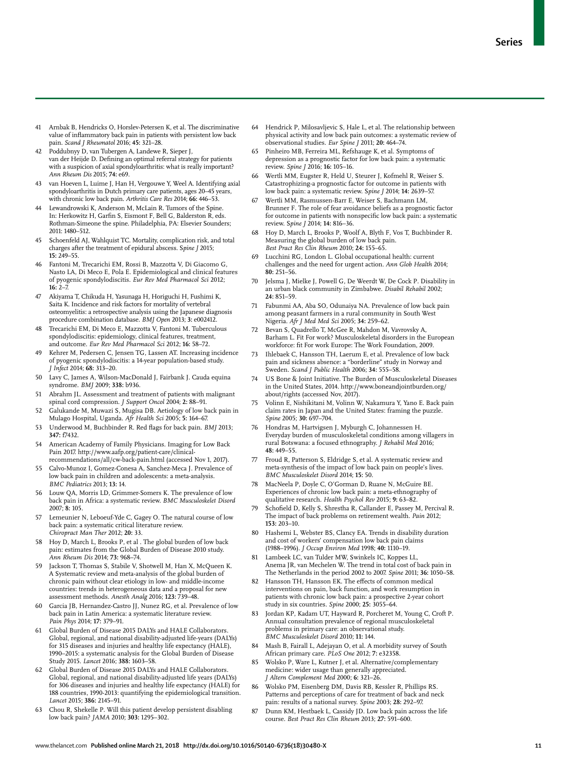41 Arnbak B, Hendricks O, Horslev-Petersen K, et al. The discriminative value of inflammatory back pain in patients with persistent low back pain. *Scand J Rheumatol* 2016; **45:** 321–28.

42 Poddubnyy D, van Tubergen A, Landewe R, Sieper J, van der Heijde D. Defining an optimal referral strategy for patients with a suspicion of axial spondyloarthritis: what is really important? *Ann Rheum Dis* 2015; **74:** e69.

43 van Hoeven L, Luime J, Han H, Vergouwe Y, Weel A. Identifying axial spondyloarthritis in Dutch primary care patients, ages 20–45 years, with chronic low back pain. *Arthritis Care Res* 2014; **66:** 446–53.

44 Lewandrowski K, Anderson M, McLain R. Tumors of the Spine. In: Herkowitz H, Garfin S, Eismont F, Bell G, Balderston R, eds. Rothman-Simeone the spine. Philadelphia, PA: Elsevier Sounders; 2011: 1480–512.

45 Schoenfeld AJ, Wahlquist TC. Mortality, complication risk, and total charges after the treatment of epidural abscess. *Spine J* 2015; **15:** 249–55.

46 Fantoni M, Trecarichi EM, Rossi B, Mazzotta V, Di Giacomo G, Nasto LA, Di Meco E, Pola E. Epidemiological and clinical features of pyogenic spondylodiscitis. *Eur Rev Med Pharmacol Sci* 2012; **16:** 2–7.

47 Akiyama T, Chikuda H, Yasunaga H, Horiguchi H, Fushimi K, Saita K. Incidence and risk factors for mortality of vertebral osteomyelitis: a retrospective analysis using the Japanese diagnosis procedure combination database. *BMJ Open* 2013; **3:** e002412.

48 Trecarichi EM, Di Meco E, Mazzotta V, Fantoni M. Tuberculous spondylodiscitis: epidemiology, clinical features, treatment, and outcome. *Eur Rev Med Pharmacol Sci* 2012; **16:** 58–72.

49 Kehrer M, Pedersen C, Jensen TG, Lassen AT. Increasing incidence of pyogenic spondylodiscitis: a 14-year population-based study. *J Infect* 2014; **68:** 313–20.

50 Lavy C, James A, Wilson-MacDonald J, Fairbank J. Cauda equina syndrome. *BMJ* 2009; **338:** b936.

51 Abrahm JL. Assessment and treatment of patients with malignant spinal cord compression. *J Support Oncol* 2004; **2:** 88–91.

52 Galukande M, Muwazi S, Mugisa DB. Aetiology of low back pain in Mulago Hospital, Uganda. *Afr Health Sci* 2005; **5:** 164–67.

53 Underwood M, Buchbinder R. Red flags for back pain. *BMJ* 2013; **347:** f7432.

54 American Academy of Family Physicians. Imaging for Low Back Pain 2017. http://www.aafp.org/patient-care/clinical-recommendations/all/cw-back-pain.html (accessed Nov 1, 2017).

55 Calvo-Munoz I, Gomez-Conesa A, Sanchez-Meca J. Prevalence of low back pain in children and adolescents: a meta-analysis. *BMC Pediatrics* 2013; **13:** 14.

56 Louw QA, Morris LD, Grimmer-Somers K. The prevalence of low back pain in Africa: a systematic review. *BMC Musculoskelet Disord* 2007; **8:** 105.

57 Lemeunier N, Leboeuf-Yde C, Gagey O. The natural course of low back pain: a systematic critical literature review. *Chiropract Man Ther* 2012; **20:** 33.

58 Hoy D, March L, Brooks P, et al . The global burden of low back pain: estimates from the Global Burden of Disease 2010 study. *Ann Rheum Dis* 2014; **73:** 968–74.

59 Jackson T, Thomas S, Stabile V, Shotwell M, Han X, McQueen K. A Systematic review and meta-analysis of the global burden of chronic pain without clear etiology in low- and middle-income countries: trends in heterogeneous data and a proposal for new assessment methods. *Anesth Analg* 2016; **123:** 739–48.

60 Garcia JB, Hernandez-Castro JJ, Nunez RG, et al. Prevalence of low back pain in Latin America: a systematic literature review. *Pain Phys* 2014; **17:** 379–91.

61 Global Burden of Disease 2015 DALYs and HALE Collaborators. Global, regional, and national disability-adjusted life-years (DALYs) for 315 diseases and injuries and healthy life expectancy (HALE), 1990–2015: a systematic analysis for the Global Burden of Disease Study 2015. *Lancet* 2016; **388:** 1603–58.

62 Global Burden of Disease 2015 DALYs and HALE Collaborators. Global, regional, and national disability-adjusted life years (DALYs) for 306 diseases and injuries and healthy life expectancy (HALE) for 188 countries, 1990-2013: quantifying the epidemiological transition. *Lancet* 2015; **386:** 2145–91.

63 Chou R, Shekelle P. Will this patient develop persistent disabling low back pain? *JAMA* 2010; **303:** 1295–302.

64 Hendrick P, Milosavljevic S, Hale L, et al. The relationship between physical activity and low back pain outcomes: a systematic review of observational studies. *Eur Spine J* 2011; **20:** 464–74.

65 Pinheiro MB, Ferreira ML, Refshauge K, et al. Symptoms of depression as a prognostic factor for low back pain: a systematic review. *Spine J* 2016; **16:** 105–16.

66 Wertli MM, Eugster R, Held U, Steurer J, Kofmehl R, Weiser S. Catastrophizing-a prognostic factor for outcome in patients with low back pain: a systematic review. *Spine J* 2014; **14:** 2639–57.

67 Wertli MM, Rasmussen-Barr E, Weiser S, Bachmann LM, Brunner F. The role of fear avoidance beliefs as a prognostic factor for outcome in patients with nonspecific low back pain: a systematic review. *Spine J* 2014; **14:** 816–36.

68 Hoy D, March L, Brooks P, Woolf A, Blyth F, Vos T, Buchbinder R. Measuring the global burden of low back pain. *Best Pract Res Clin Rheum* 2010; **24:** 155–65.

69 Lucchini RG, London L. Global occupational health: current challenges and the need for urgent action. *Ann Glob Health* 2014; **80:** 251–56.

70 Jelsma J, Mielke J, Powell G, De Weerdt W, De Cock P. Disability in an urban black community in Zimbabwe. *Disabil Rehabil* 2002; **24:** 851–59.

71 Fabunmi AA, Aba SO, Odunaiya NA. Prevalence of low back pain among peasant farmers in a rural community in South West Nigeria. *Afr J Med Med Sci* 2005; **34:** 259–62.

72 Bevan S, Quadrello T, McGee R, Mahdon M, Vavrovsky A, Barham L. Fit For work? Musculoskeletal disorders in the European workforce: fit For work Europe: The Work Foundation, 2009.

73 Ihlebaek C, Hansson TH, Laerum E, et al. Prevalence of low back pain and sickness absence: a "borderline" study in Norway and Sweden. *Scand J Public Health* 2006; **34:** 555–58.

74 US Bone & Joint Initiative. The Burden of Musculoskeletal Diseases in the United States, 2014. http://www.boneandjointburden.org/about/rights (accessed Nov, 2017).

75 Volinn E, Nishikitani M, Volinn W, Nakamura Y, Yano E. Back pain claim rates in Japan and the United States: framing the puzzle. *Spine* 2005; **30:** 697–704.

76 Hondras M, Hartvigsen J, Myburgh C, Johannessen H. Everyday burden of musculoskeletal conditions among villagers in rural Botswana: a focused ethnography. *J Rehabil Med* 2016; **48:** 449–55.

77 Froud R, Patterson S, Eldridge S, et al. A systematic review and meta-synthesis of the impact of low back pain on people's lives. *BMC Musculoskelet Disord* 2014; **15:** 50.

78 MacNeela P, Doyle C, O'Gorman D, Ruane N, McGuire BE. Experiences of chronic low back pain: a meta-ethnography of qualitative research. *Health Psychol Rev* 2015; **9:** 63–82.

79 Schofield D, Kelly S, Shrestha R, Callander E, Passey M, Percival R. The impact of back problems on retirement wealth. *Pain* 2012; **153:** 203–10.

80 Hashemi L, Webster BS, Clancy EA. Trends in disability duration and cost of workers' compensation low back pain claims (1988–1996). *J Occup Environ Med* 1998; **40:** 1110–19.

81 Lambeek LC, van Tulder MW, Swinkels IC, Koppes LL, Anema JR, van Mechelen W. The trend in total cost of back pain in The Netherlands in the period 2002 to 2007. *Spine* 2011; **36:** 1050–58.

82 Hansson TH, Hansson EK. The effects of common medical interventions on pain, back function, and work resumption in patients with chronic low back pain: a prospective 2-year cohort study in six countries. *Spine* 2000; **25:** 3055–64.

83 Jordan KP, Kadam UT, Hayward R, Porcheret M, Young C, Croft P. Annual consultation prevalence of regional musculoskeletal problems in primary care: an observational study. *BMC Musculoskelet Disord* 2010; **11:** 144.

84 Mash B, Fairall L, Adejayan O, et al. A morbidity survey of South African primary care. *PLoS One* 2012; **7:** e32358.

85 Wolsko P, Ware L, Kutner J, et al. Alternative/complementary medicine: wider usage than generally appreciated. *J Altern Complement Med* 2000; **6:** 321–26.

86 Wolsko PM, Eisenberg DM, Davis RB, Kessler R, Phillips RS. Patterns and perceptions of care for treatment of back and neck pain: results of a national survey. *Spine* 2003; **28:** 292–97.

87 Dunn KM, Hestbaek L, Cassidy JD. Low back pain across the life course. *Best Pract Res Clin Rheum* 2013; **27:** 591–600.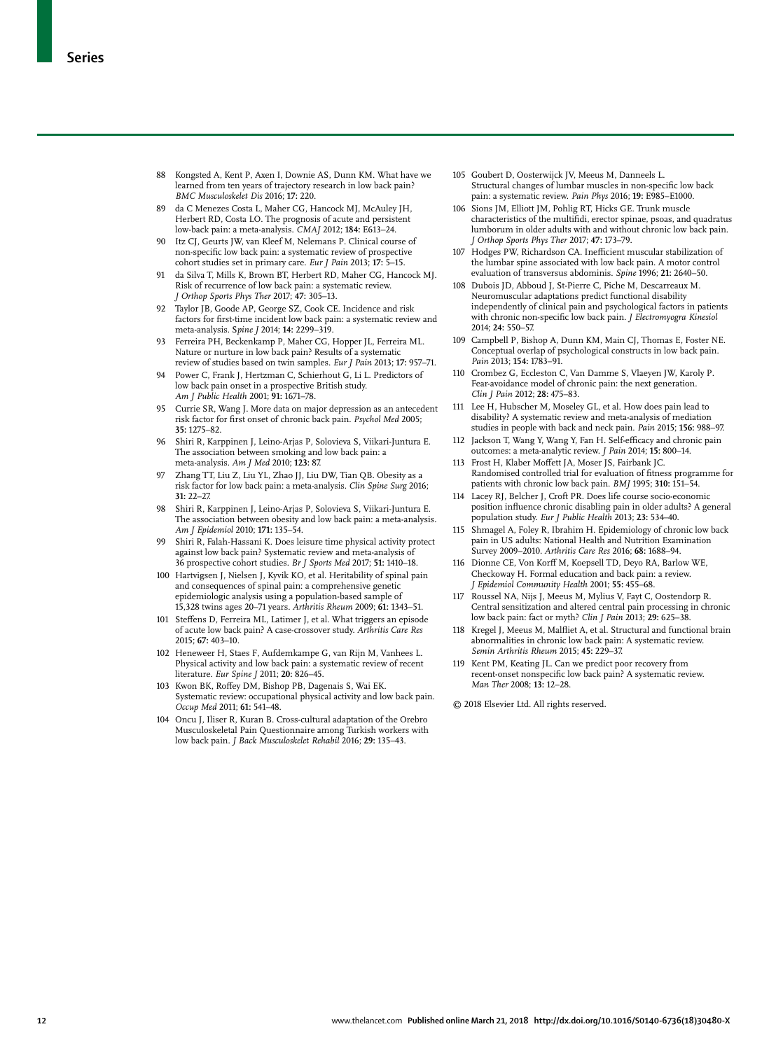88 Kongsted A, Kent P, Axen I, Downie AS, Dunn KM. What have we learned from ten years of trajectory research in low back pain? *BMC Musculoskelet Dis* 2016; **17:** 220.

89 da C Menezes Costa L, Maher CG, Hancock MJ, McAuley JH, Herbert RD, Costa LO. The prognosis of acute and persistent low-back pain: a meta-analysis. *CMAJ* 2012; **184:** E613–24.

90 Itz CJ, Geurts JW, van Kleef M, Nelemans P. Clinical course of non-specific low back pain: a systematic review of prospective cohort studies set in primary care. *Eur J Pain* 2013; **17:** 5–15.

91 da Silva T, Mills K, Brown BT, Herbert RD, Maher CG, Hancock MJ. Risk of recurrence of low back pain: a systematic review. *J Orthop Sports Phys Ther* 2017; **47:** 305–13.

92 Taylor JB, Goode AP, George SZ, Cook CE. Incidence and risk factors for first-time incident low back pain: a systematic review and meta-analysis. *Spine J* 2014; **14:** 2299–319.

93 Ferreira PH, Beckenkamp P, Maher CG, Hopper JL, Ferreira ML. Nature or nurture in low back pain? Results of a systematic review of studies based on twin samples. *Eur J Pain* 2013; **17:** 957–71.

94 Power C, Frank J, Hertzman C, Schierhout G, Li L. Predictors of low back pain onset in a prospective British study. *Am J Public Health* 2001; **91:** 1671–78.

95 Currie SR, Wang J. More data on major depression as an antecedent risk factor for first onset of chronic back pain. *Psychol Med* 2005; **35:** 1275–82.

96 Shiri R, Karppinen J, Leino-Arjas P, Solovieva S, Viikari-Juntura E. The association between smoking and low back pain: a meta-analysis. *Am J Med* 2010; **123:** 87.

97 Zhang TT, Liu Z, Liu YL, Zhao JJ, Liu DW, Tian QB. Obesity as a risk factor for low back pain: a meta-analysis. *Clin Spine Surg* 2016; **31:** 22–27.

98 Shiri R, Karppinen J, Leino-Arjas P, Solovieva S, Viikari-Juntura E. The association between obesity and low back pain: a meta-analysis. *Am J Epidemiol* 2010; **171:** 135–54.

99 Shiri R, Falah-Hassani K. Does leisure time physical activity protect against low back pain? Systematic review and meta-analysis of 36 prospective cohort studies. *Br J Sports Med* 2017; **51:** 1410–18.

100 Hartvigsen J, Nielsen J, Kyvik KO, et al. Heritability of spinal pain and consequences of spinal pain: a comprehensive genetic epidemiologic analysis using a population-based sample of 15,328 twins ages 20–71 years. *Arthritis Rheum* 2009; **61:** 1343–51.

101 Steffens D, Ferreira ML, Latimer J, et al. What triggers an episode of acute low back pain? A case-crossover study. *Arthritis Care Res* 2015; **67:** 403–10.

102 Heneweer H, Staes F, Aufdemkampe G, van Rijn M, Vanhees L. Physical activity and low back pain: a systematic review of recent literature. *Eur Spine J* 2011; **20:** 826–45.

103 Kwon BK, Roffey DM, Bishop PB, Dagenais S, Wai EK. Systematic review: occupational physical activity and low back pain. *Occup Med* 2011; **61:** 541–48.

104 Oncu J, Iliser R, Kuran B. Cross-cultural adaptation of the Orebro Musculoskeletal Pain Questionnaire among Turkish workers with low back pain. *J Back Musculoskelet Rehabil* 2016; **29:** 135–43.

105 Goubert D, Oosterwijck JV, Meeus M, Danneels L. Structural changes of lumbar muscles in non-specific low back pain: a systematic review. *Pain Phys* 2016; **19:** E985–E1000.

106 Sions JM, Elliott JM, Pohlig RT, Hicks GE. Trunk muscle characteristics of the multifidi, erector spinae, psoas, and quadratus lumborum in older adults with and without chronic low back pain. *J Orthop Sports Phys Ther* 2017; **47:** 173–79.

107 Hodges PW, Richardson CA. Inefficient muscular stabilization of the lumbar spine associated with low back pain. A motor control evaluation of transversus abdominis. *Spine* 1996; **21:** 2640–50.

108 Dubois JD, Abboud J, St-Pierre C, Piche M, Descarreaux M. Neuromuscular adaptations predict functional disability independently of clinical pain and psychological factors in patients with chronic non-specific low back pain. *J Electromyogra Kinesiol* 2014; **24:** 550–57.

109 Campbell P, Bishop A, Dunn KM, Main CJ, Thomas E, Foster NE. Conceptual overlap of psychological constructs in low back pain. *Pain* 2013; **154:** 1783–91.

110 Crombez G, Eccleston C, Van Damme S, Vlaeyen JW, Karoly P. Fear-avoidance model of chronic pain: the next generation. *Clin J Pain* 2012; **28:** 475–83.

111 Lee H, Hubscher M, Moseley GL, et al. How does pain lead to disability? A systematic review and meta-analysis of mediation studies in people with back and neck pain. *Pain* 2015; **156:** 988–97.

112 Jackson T, Wang Y, Wang Y, Fan H. Self-efficacy and chronic pain outcomes: a meta-analytic review. *J Pain* 2014; **15:** 800–14.

113 Frost H, Klaber Moffett JA, Moser JS, Fairbank JC. Randomised controlled trial for evaluation of fitness programme for patients with chronic low back pain. *BMJ* 1995; **310:** 151–54.

114 Lacey RJ, Belcher J, Croft PR. Does life course socio-economic position influence chronic disabling pain in older adults? A general population study. *Eur J Public Health* 2013; **23:** 534–40.

115 Shmagel A, Foley R, Ibrahim H. Epidemiology of chronic low back pain in US adults: National Health and Nutrition Examination Survey 2009–2010. *Arthritis Care Res* 2016; **68:** 1688–94.

116 Dionne CE, Von Korff M, Koepsell TD, Deyo RA, Barlow WE, Checkoway H. Formal education and back pain: a review. *J Epidemiol Community Health* 2001; **55:** 455–68.

117 Roussel NA, Nijs J, Meeus M, Mylius V, Fayt C, Oostendorp R. Central sensitization and altered central pain processing in chronic low back pain: fact or myth? *Clin J Pain* 2013; **29:** 625–38.

118 Kregel J, Meeus M, Malfliet A, et al. Structural and functional brain abnormalities in chronic low back pain: A systematic review. *Semin Arthritis Rheum* 2015; **45:** 229–37.

119 Kent PM, Keating JL. Can we predict poor recovery from recent-onset nonspecific low back pain? A systematic review. *Man Ther* 2008; **13:** 12–28.

© 2018 Elsevier Ltd. All rights reserved.